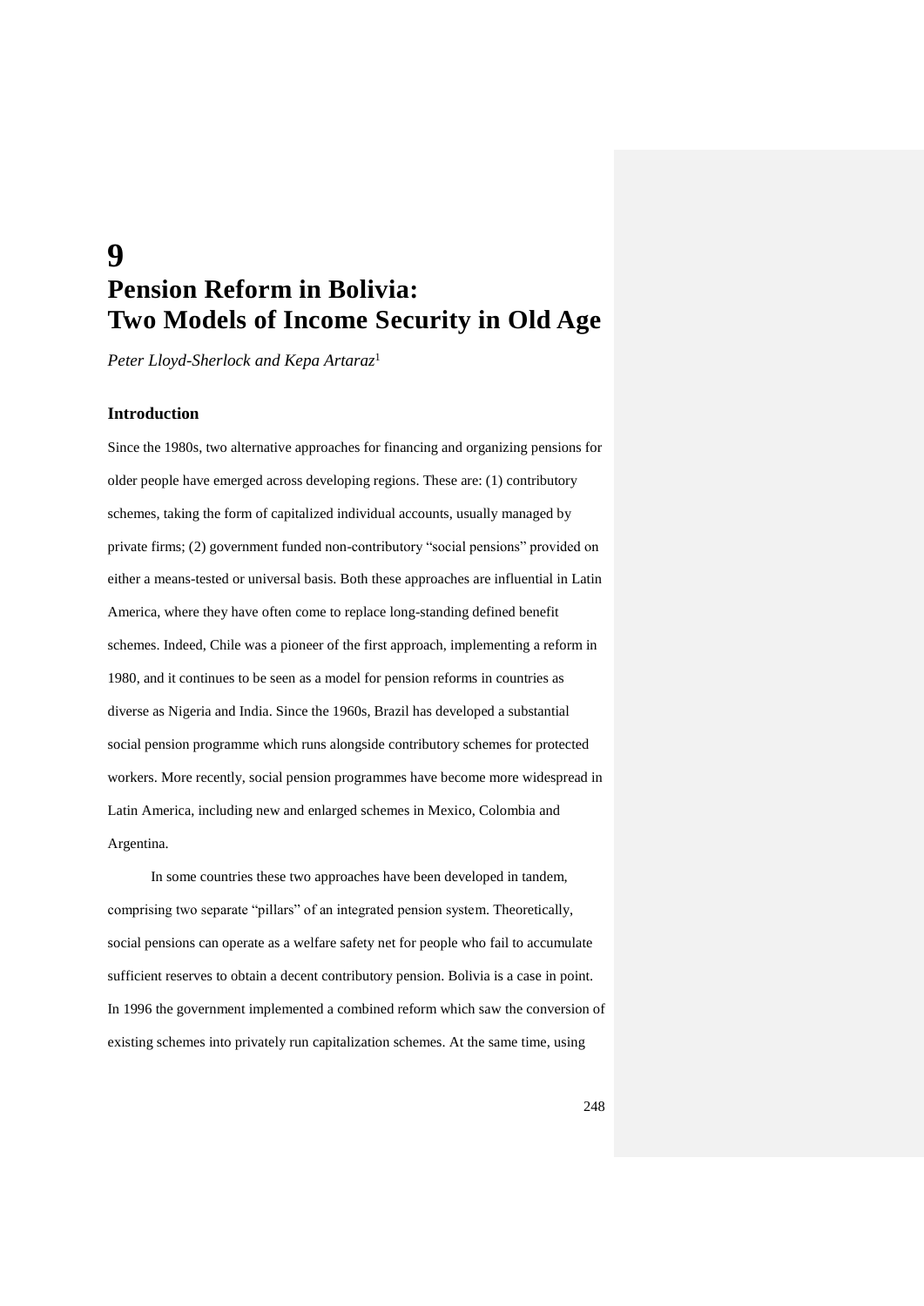# 9

# Pension Reform in Bolivia: Two Models of Income Security in Old Age

*Peter Lloyd-Sherlock and Kepa Artaraz*[1]

## Introduction

Since the 1980s, two alternative approaches for financing and organizing pensions for older people have emerged across developing regions. These are: (1) contributory schemes, taking the form of capitalized individual accounts, usually managed by private firms; (2) government funded non-contributory "social pensions" provided on either a means-tested or universal basis. Both these approaches are influential in Latin America, where they have often come to replace long-standing defined benefit schemes. Indeed, Chile was a pioneer of the first approach, implementing a reform in 1980, and it continues to be seen as a model for pension reforms in countries as diverse as Nigeria and India. Since the 1960s, Brazil has developed a substantial social pension programme which runs alongside contributory schemes for protected workers. More recently, social pension programmes have become more widespread in Latin America, including new and enlarged schemes in Mexico, Colombia and Argentina.

In some countries these two approaches have been developed in tandem, comprising two separate "pillars" of an integrated pension system. Theoretically, social pensions can operate as a welfare safety net for people who fail to accumulate sufficient reserves to obtain a decent contributory pension. Bolivia is a case in point. In 1996 the government implemented a combined reform which saw the conversion of existing schemes into privately run capitalization schemes. At the same time, using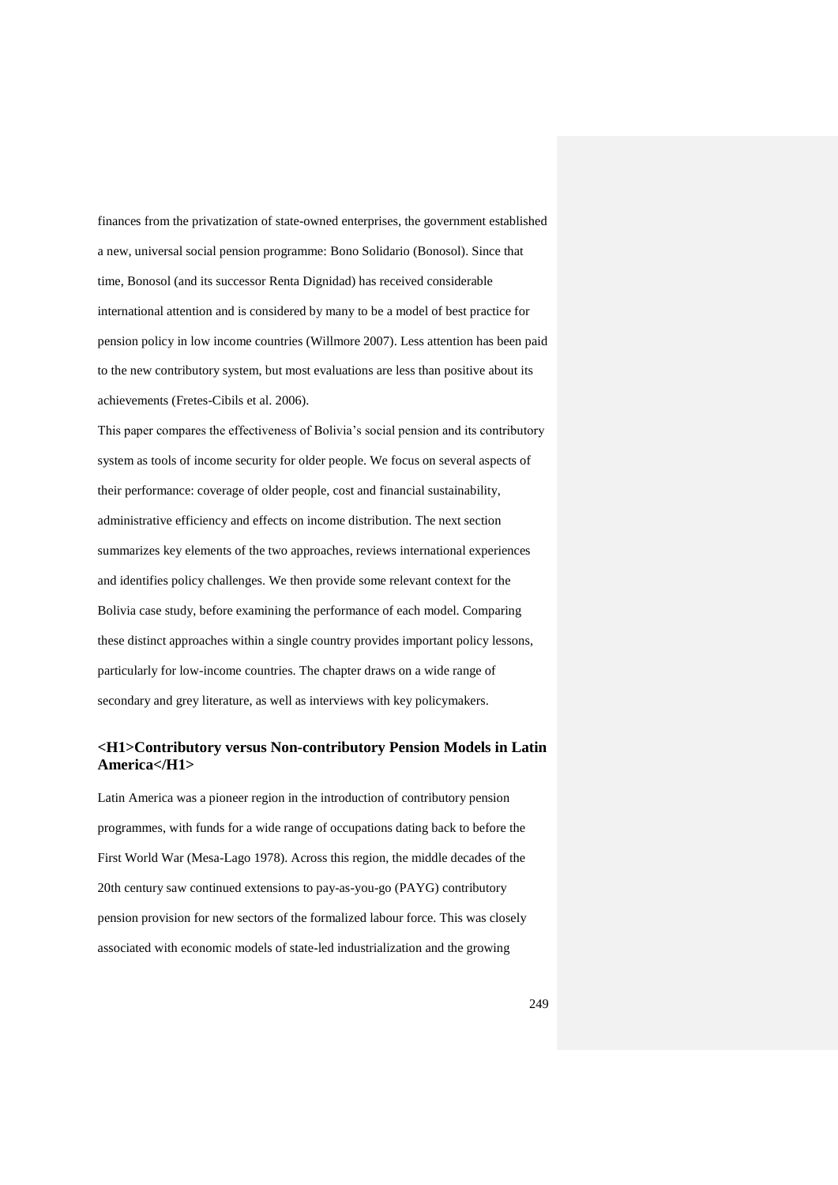finances from the privatization of state-owned enterprises, the government established a new, universal social pension programme: Bono Solidario (Bonosol). Since that time, Bonosol (and its successor Renta Dignidad) has received considerable international attention and is considered by many to be a model of best practice for pension policy in low income countries (Willmore 2007). Less attention has been paid to the new contributory system, but most evaluations are less than positive about its achievements (Fretes-Cibils et al. 2006).

This paper compares the effectiveness of Bolivia's social pension and its contributory system as tools of income security for older people. We focus on several aspects of their performance: coverage of older people, cost and financial sustainability, administrative efficiency and effects on income distribution. The next section summarizes key elements of the two approaches, reviews international experiences and identifies policy challenges. We then provide some relevant context for the Bolivia case study, before examining the performance of each model. Comparing these distinct approaches within a single country provides important policy lessons, particularly for low-income countries. The chapter draws on a wide range of secondary and grey literature, as well as interviews with key policymakers.

# Contributory versus Non-contributory Pension Models in Latin America

Latin America was a pioneer region in the introduction of contributory pension programmes, with funds for a wide range of occupations dating back to before the First World War (Mesa-Lago 1978). Across this region, the middle decades of the 20th century saw continued extensions to pay-as-you-go (PAYG) contributory pension provision for new sectors of the formalized labour force. This was closely associated with economic models of state-led industrialization and the growing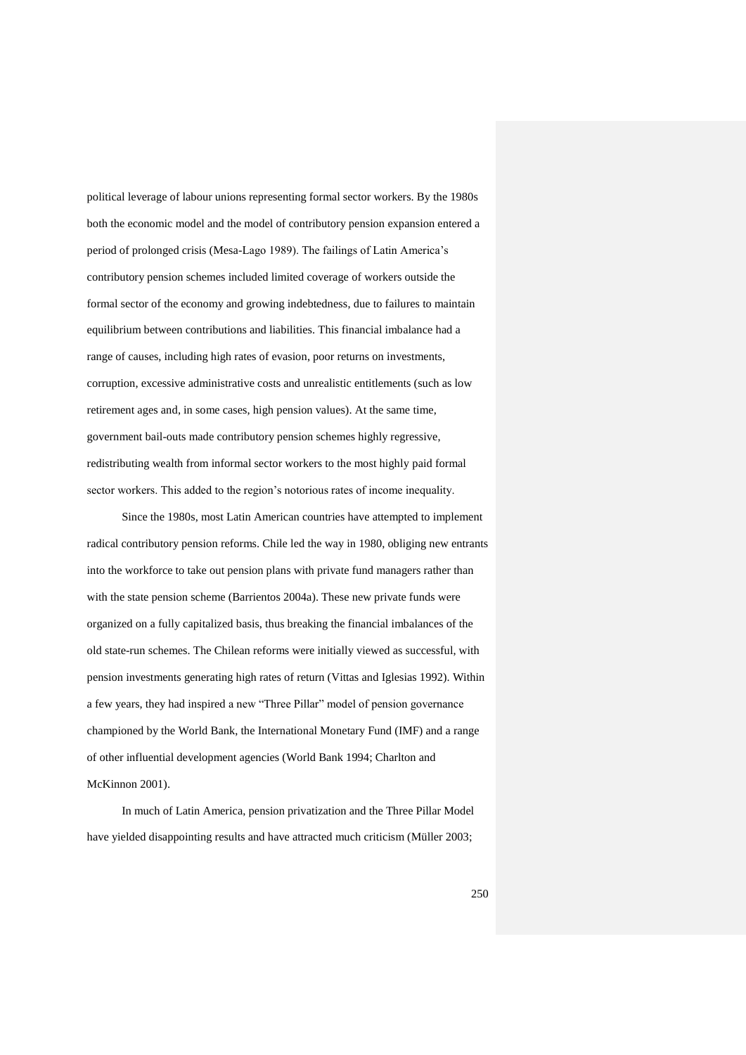political leverage of labour unions representing formal sector workers. By the 1980s both the economic model and the model of contributory pension expansion entered a period of prolonged crisis (Mesa-Lago 1989). The failings of Latin America's contributory pension schemes included limited coverage of workers outside the formal sector of the economy and growing indebtedness, due to failures to maintain equilibrium between contributions and liabilities. This financial imbalance had a range of causes, including high rates of evasion, poor returns on investments, corruption, excessive administrative costs and unrealistic entitlements (such as low retirement ages and, in some cases, high pension values). At the same time, government bail-outs made contributory pension schemes highly regressive, redistributing wealth from informal sector workers to the most highly paid formal sector workers. This added to the region's notorious rates of income inequality.

Since the 1980s, most Latin American countries have attempted to implement radical contributory pension reforms. Chile led the way in 1980, obliging new entrants into the workforce to take out pension plans with private fund managers rather than with the state pension scheme (Barrientos 2004a). These new private funds were organized on a fully capitalized basis, thus breaking the financial imbalances of the old state-run schemes. The Chilean reforms were initially viewed as successful, with pension investments generating high rates of return (Vittas and Iglesias 1992). Within a few years, they had inspired a new "Three Pillar" model of pension governance championed by the World Bank, the International Monetary Fund (IMF) and a range of other influential development agencies (World Bank 1994; Charlton and McKinnon 2001).

In much of Latin America, pension privatization and the Three Pillar Model have yielded disappointing results and have attracted much criticism (Müller 2003;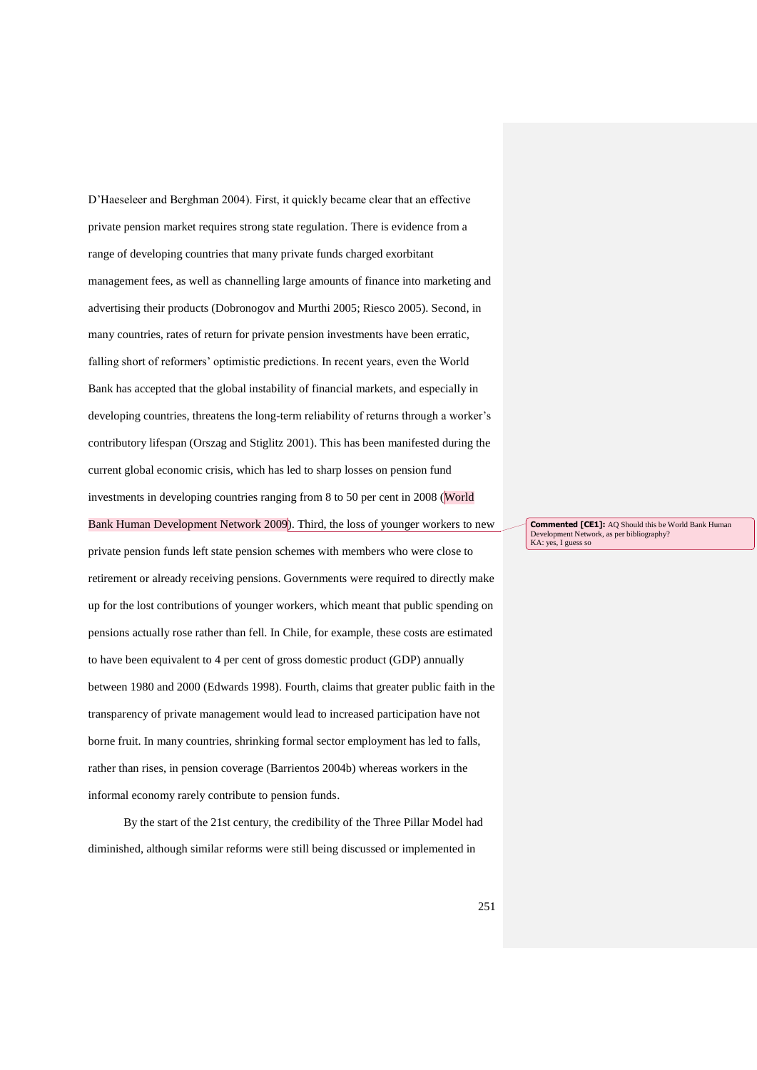D'Haeseleer and Berghman 2004). First, it quickly became clear that an effective private pension market requires strong state regulation. There is evidence from a range of developing countries that many private funds charged exorbitant management fees, as well as channelling large amounts of finance into marketing and advertising their products (Dobronogov and Murthi 2005; Riesco 2005). Second, in many countries, rates of return for private pension investments have been erratic, falling short of reformers' optimistic predictions. In recent years, even the World Bank has accepted that the global instability of financial markets, and especially in developing countries, threatens the long-term reliability of returns through a worker's contributory lifespan (Orszag and Stiglitz 2001). This has been manifested during the current global economic crisis, which has led to sharp losses on pension fund investments in developing countries ranging from 8 to 50 per cent in 2008 (World Bank Human Development Network 2009). Third, the loss of younger workers to new private pension funds left state pension schemes with members who were close to retirement or already receiving pensions. Governments were required to directly make up for the lost contributions of younger workers, which meant that public spending on pensions actually rose rather than fell. In Chile, for example, these costs are estimated to have been equivalent to 4 per cent of gross domestic product (GDP) annually between 1980 and 2000 (Edwards 1998). Fourth, claims that greater public faith in the transparency of private management would lead to increased participation have not borne fruit. In many countries, shrinking formal sector employment has led to falls, rather than rises, in pension coverage (Barrientos 2004b) whereas workers in the informal economy rarely contribute to pension funds.

By the start of the 21st century, the credibility of the Three Pillar Model had diminished, although similar reforms were still being discussed or implemented in

**Commented [CE1]:** AQ Should this be World Bank Human Development Network, as per bibliography?
KA: yes, I guess so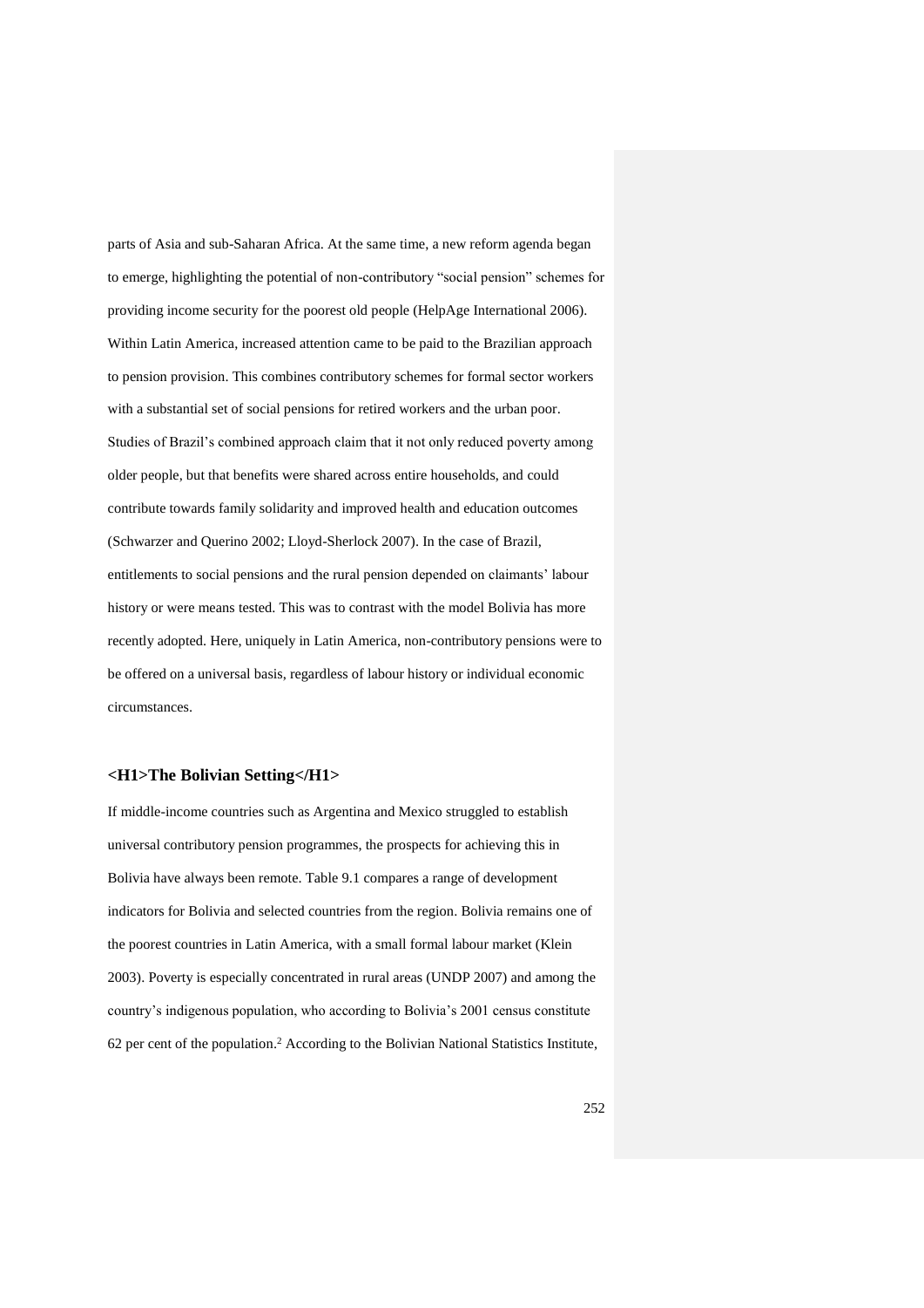parts of Asia and sub-Saharan Africa. At the same time, a new reform agenda began to emerge, highlighting the potential of non-contributory "social pension" schemes for providing income security for the poorest old people (HelpAge International 2006). Within Latin America, increased attention came to be paid to the Brazilian approach to pension provision. This combines contributory schemes for formal sector workers with a substantial set of social pensions for retired workers and the urban poor. Studies of Brazil's combined approach claim that it not only reduced poverty among older people, but that benefits were shared across entire households, and could contribute towards family solidarity and improved health and education outcomes (Schwarzer and Querino 2002; Lloyd-Sherlock 2007). In the case of Brazil, entitlements to social pensions and the rural pension depended on claimants' labour history or were means tested. This was to contrast with the model Bolivia has more recently adopted. Here, uniquely in Latin America, non-contributory pensions were to be offered on a universal basis, regardless of labour history or individual economic circumstances.

## <H1>The Bolivian Setting</H1>

If middle-income countries such as Argentina and Mexico struggled to establish universal contributory pension programmes, the prospects for achieving this in Bolivia have always been remote. Table 9.1 compares a range of development indicators for Bolivia and selected countries from the region. Bolivia remains one of the poorest countries in Latin America, with a small formal labour market (Klein 2003). Poverty is especially concentrated in rural areas (UNDP 2007) and among the country's indigenous population, who according to Bolivia's 2001 census constitute 62 per cent of the population.[2] According to the Bolivian National Statistics Institute,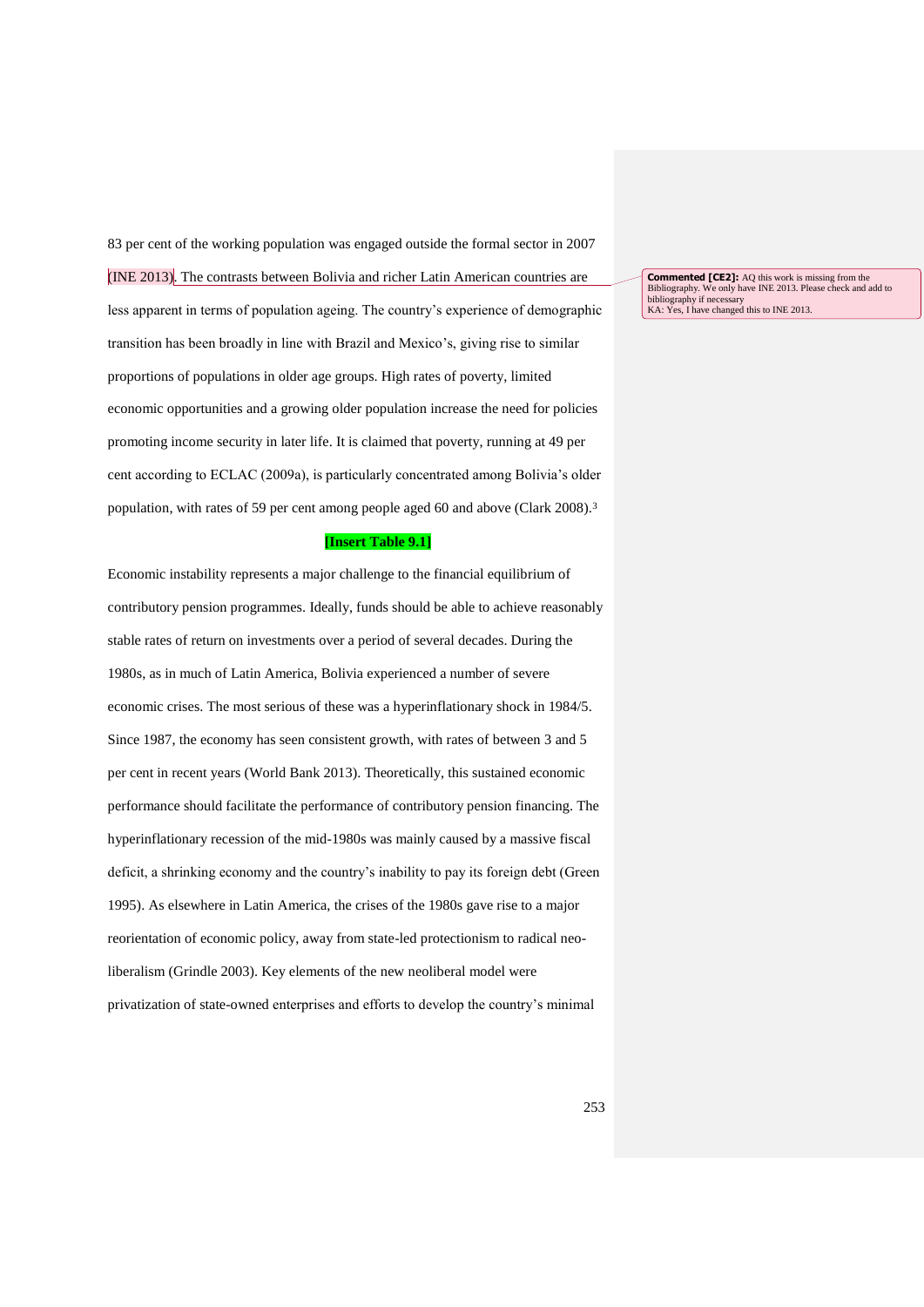83 per cent of the working population was engaged outside the formal sector in 2007 (INE 2013). The contrasts between Bolivia and richer Latin American countries are less apparent in terms of population ageing. The country's experience of demographic transition has been broadly in line with Brazil and Mexico's, giving rise to similar proportions of populations in older age groups. High rates of poverty, limited economic opportunities and a growing older population increase the need for policies promoting income security in later life. It is claimed that poverty, running at 49 per cent according to ECLAC (2009a), is particularly concentrated among Bolivia's older population, with rates of 59 per cent among people aged 60 and above (Clark 2008).[3]

**[Insert Table 9.1]**

Economic instability represents a major challenge to the financial equilibrium of contributory pension programmes. Ideally, funds should be able to achieve reasonably stable rates of return on investments over a period of several decades. During the 1980s, as in much of Latin America, Bolivia experienced a number of severe economic crises. The most serious of these was a hyperinflationary shock in 1984/5. Since 1987, the economy has seen consistent growth, with rates of between 3 and 5 per cent in recent years (World Bank 2013). Theoretically, this sustained economic performance should facilitate the performance of contributory pension financing. The hyperinflationary recession of the mid-1980s was mainly caused by a massive fiscal deficit, a shrinking economy and the country's inability to pay its foreign debt (Green 1995). As elsewhere in Latin America, the crises of the 1980s gave rise to a major reorientation of economic policy, away from state-led protectionism to radical neo-liberalism (Grindle 2003). Key elements of the new neoliberal model were privatization of state-owned enterprises and efforts to develop the country's minimal

**Commented [CE2]:** AQ this work is missing from the Bibliography. We only have INE 2013. Please check and add to bibliography if necessary
KA: Yes, I have changed this to INE 2013.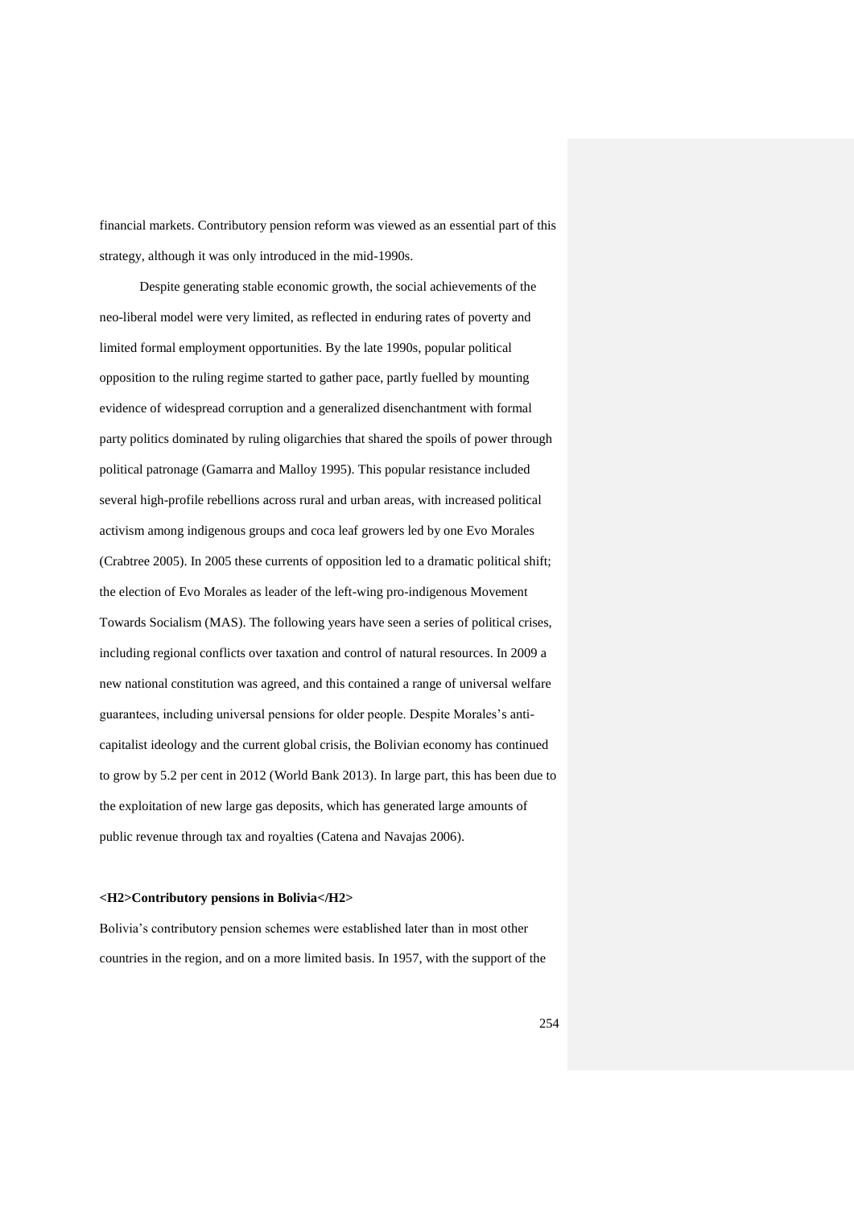financial markets. Contributory pension reform was viewed as an essential part of this strategy, although it was only introduced in the mid-1990s.

Despite generating stable economic growth, the social achievements of the neo-liberal model were very limited, as reflected in enduring rates of poverty and limited formal employment opportunities. By the late 1990s, popular political opposition to the ruling regime started to gather pace, partly fuelled by mounting evidence of widespread corruption and a generalized disenchantment with formal party politics dominated by ruling oligarchies that shared the spoils of power through political patronage (Gamarra and Malloy 1995). This popular resistance included several high-profile rebellions across rural and urban areas, with increased political activism among indigenous groups and coca leaf growers led by one Evo Morales (Crabtree 2005). In 2005 these currents of opposition led to a dramatic political shift; the election of Evo Morales as leader of the left-wing pro-indigenous Movement Towards Socialism (MAS). The following years have seen a series of political crises, including regional conflicts over taxation and control of natural resources. In 2009 a new national constitution was agreed, and this contained a range of universal welfare guarantees, including universal pensions for older people. Despite Morales's anti-capitalist ideology and the current global crisis, the Bolivian economy has continued to grow by 5.2 per cent in 2012 (World Bank 2013). In large part, this has been due to the exploitation of new large gas deposits, which has generated large amounts of public revenue through tax and royalties (Catena and Navajas 2006).

## Contributory pensions in Bolivia

Bolivia's contributory pension schemes were established later than in most other countries in the region, and on a more limited basis. In 1957, with the support of the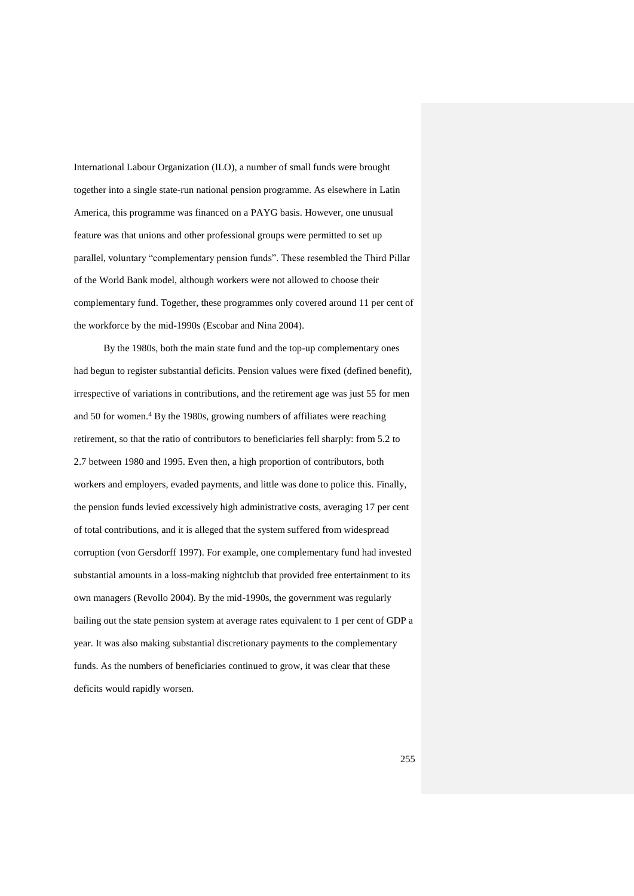International Labour Organization (ILO), a number of small funds were brought together into a single state-run national pension programme. As elsewhere in Latin America, this programme was financed on a PAYG basis. However, one unusual feature was that unions and other professional groups were permitted to set up parallel, voluntary "complementary pension funds". These resembled the Third Pillar of the World Bank model, although workers were not allowed to choose their complementary fund. Together, these programmes only covered around 11 per cent of the workforce by the mid-1990s (Escobar and Nina 2004).

By the 1980s, both the main state fund and the top-up complementary ones had begun to register substantial deficits. Pension values were fixed (defined benefit), irrespective of variations in contributions, and the retirement age was just 55 for men and 50 for women.[4] By the 1980s, growing numbers of affiliates were reaching retirement, so that the ratio of contributors to beneficiaries fell sharply: from 5.2 to 2.7 between 1980 and 1995. Even then, a high proportion of contributors, both workers and employers, evaded payments, and little was done to police this. Finally, the pension funds levied excessively high administrative costs, averaging 17 per cent of total contributions, and it is alleged that the system suffered from widespread corruption (von Gersdorff 1997). For example, one complementary fund had invested substantial amounts in a loss-making nightclub that provided free entertainment to its own managers (Revollo 2004). By the mid-1990s, the government was regularly bailing out the state pension system at average rates equivalent to 1 per cent of GDP a year. It was also making substantial discretionary payments to the complementary funds. As the numbers of beneficiaries continued to grow, it was clear that these deficits would rapidly worsen.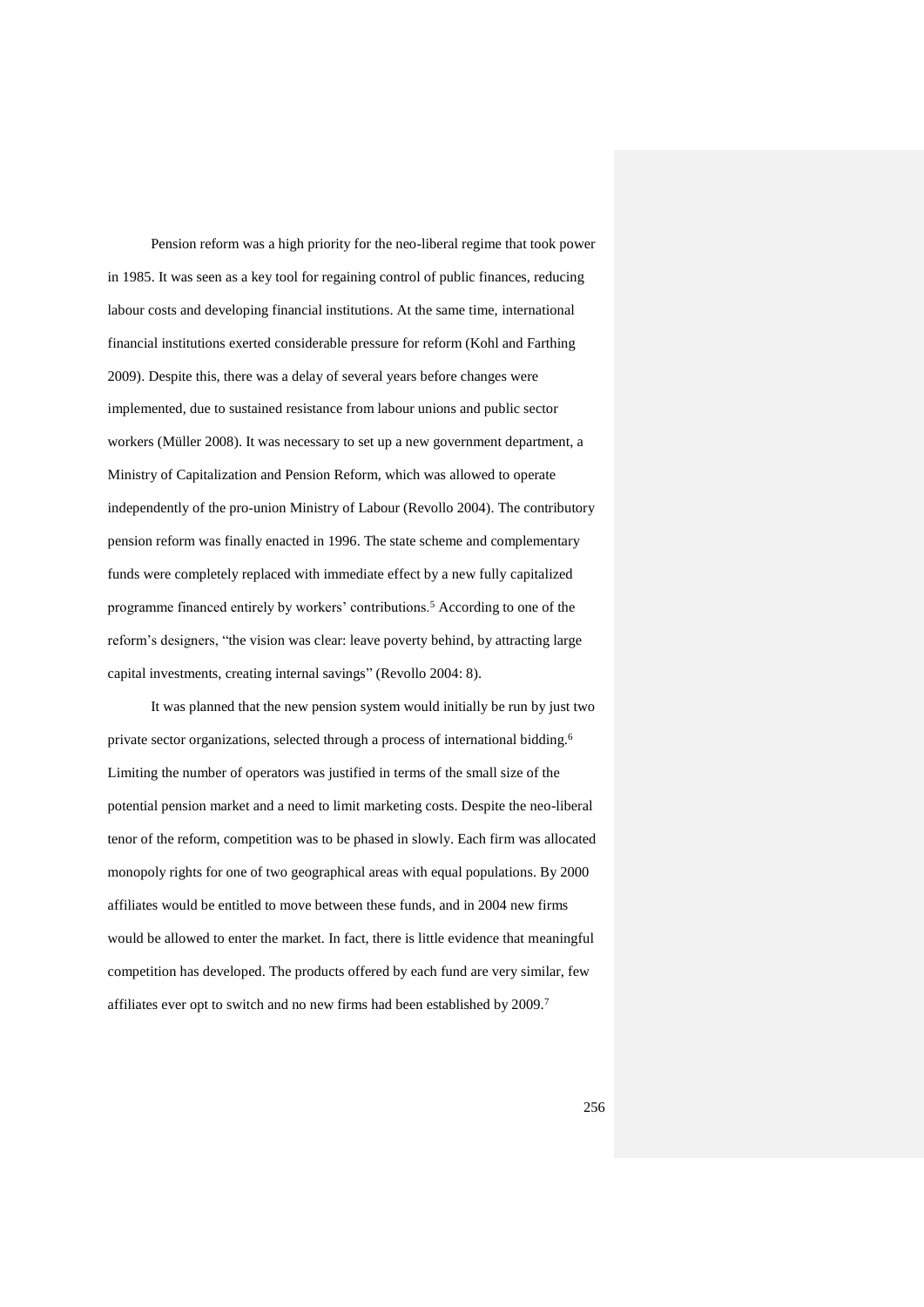Pension reform was a high priority for the neo-liberal regime that took power in 1985. It was seen as a key tool for regaining control of public finances, reducing labour costs and developing financial institutions. At the same time, international financial institutions exerted considerable pressure for reform (Kohl and Farthing 2009). Despite this, there was a delay of several years before changes were implemented, due to sustained resistance from labour unions and public sector workers (Müller 2008). It was necessary to set up a new government department, a Ministry of Capitalization and Pension Reform, which was allowed to operate independently of the pro-union Ministry of Labour (Revollo 2004). The contributory pension reform was finally enacted in 1996. The state scheme and complementary funds were completely replaced with immediate effect by a new fully capitalized programme financed entirely by workers' contributions.[5] According to one of the reform's designers, "the vision was clear: leave poverty behind, by attracting large capital investments, creating internal savings" (Revollo 2004: 8).

It was planned that the new pension system would initially be run by just two private sector organizations, selected through a process of international bidding.[6] Limiting the number of operators was justified in terms of the small size of the potential pension market and a need to limit marketing costs. Despite the neo-liberal tenor of the reform, competition was to be phased in slowly. Each firm was allocated monopoly rights for one of two geographical areas with equal populations. By 2000 affiliates would be entitled to move between these funds, and in 2004 new firms would be allowed to enter the market. In fact, there is little evidence that meaningful competition has developed. The products offered by each fund are very similar, few affiliates ever opt to switch and no new firms had been established by 2009.[7]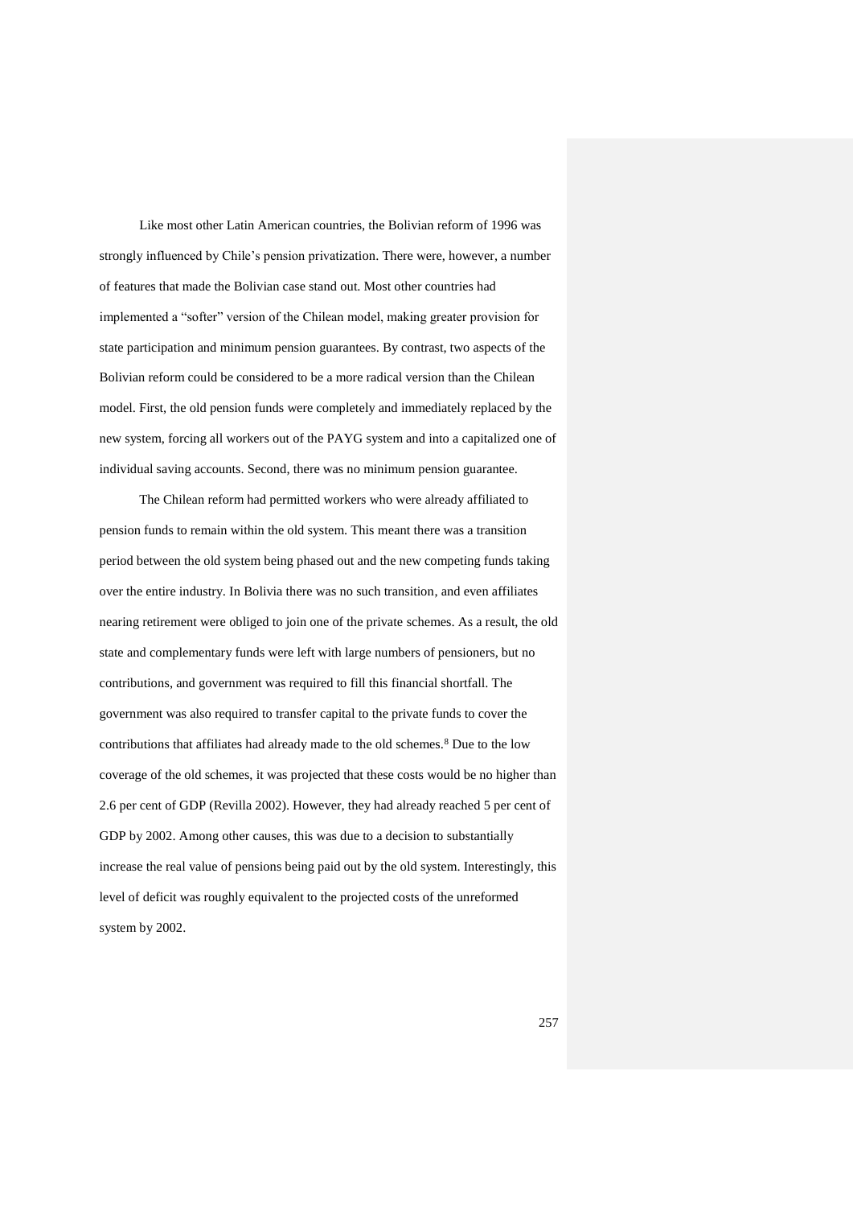Like most other Latin American countries, the Bolivian reform of 1996 was strongly influenced by Chile's pension privatization. There were, however, a number of features that made the Bolivian case stand out. Most other countries had implemented a "softer" version of the Chilean model, making greater provision for state participation and minimum pension guarantees. By contrast, two aspects of the Bolivian reform could be considered to be a more radical version than the Chilean model. First, the old pension funds were completely and immediately replaced by the new system, forcing all workers out of the PAYG system and into a capitalized one of individual saving accounts. Second, there was no minimum pension guarantee.

The Chilean reform had permitted workers who were already affiliated to pension funds to remain within the old system. This meant there was a transition period between the old system being phased out and the new competing funds taking over the entire industry. In Bolivia there was no such transition, and even affiliates nearing retirement were obliged to join one of the private schemes. As a result, the old state and complementary funds were left with large numbers of pensioners, but no contributions, and government was required to fill this financial shortfall. The government was also required to transfer capital to the private funds to cover the contributions that affiliates had already made to the old schemes.[8] Due to the low coverage of the old schemes, it was projected that these costs would be no higher than 2.6 per cent of GDP (Revilla 2002). However, they had already reached 5 per cent of GDP by 2002. Among other causes, this was due to a decision to substantially increase the real value of pensions being paid out by the old system. Interestingly, this level of deficit was roughly equivalent to the projected costs of the unreformed system by 2002.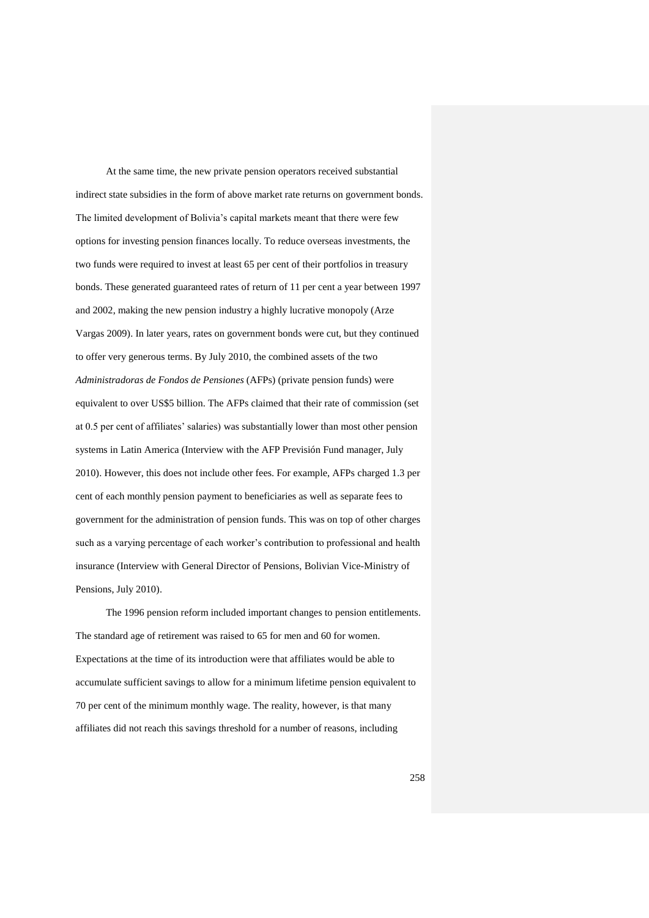At the same time, the new private pension operators received substantial indirect state subsidies in the form of above market rate returns on government bonds. The limited development of Bolivia's capital markets meant that there were few options for investing pension finances locally. To reduce overseas investments, the two funds were required to invest at least 65 per cent of their portfolios in treasury bonds. These generated guaranteed rates of return of 11 per cent a year between 1997 and 2002, making the new pension industry a highly lucrative monopoly (Arze Vargas 2009). In later years, rates on government bonds were cut, but they continued to offer very generous terms. By July 2010, the combined assets of the two *Administradoras de Fondos de Pensiones* (AFPs) (private pension funds) were equivalent to over US$5 billion. The AFPs claimed that their rate of commission (set at 0.5 per cent of affiliates' salaries) was substantially lower than most other pension systems in Latin America (Interview with the AFP Previsión Fund manager, July 2010). However, this does not include other fees. For example, AFPs charged 1.3 per cent of each monthly pension payment to beneficiaries as well as separate fees to government for the administration of pension funds. This was on top of other charges such as a varying percentage of each worker's contribution to professional and health insurance (Interview with General Director of Pensions, Bolivian Vice-Ministry of Pensions, July 2010).

The 1996 pension reform included important changes to pension entitlements. The standard age of retirement was raised to 65 for men and 60 for women. Expectations at the time of its introduction were that affiliates would be able to accumulate sufficient savings to allow for a minimum lifetime pension equivalent to 70 per cent of the minimum monthly wage. The reality, however, is that many affiliates did not reach this savings threshold for a number of reasons, including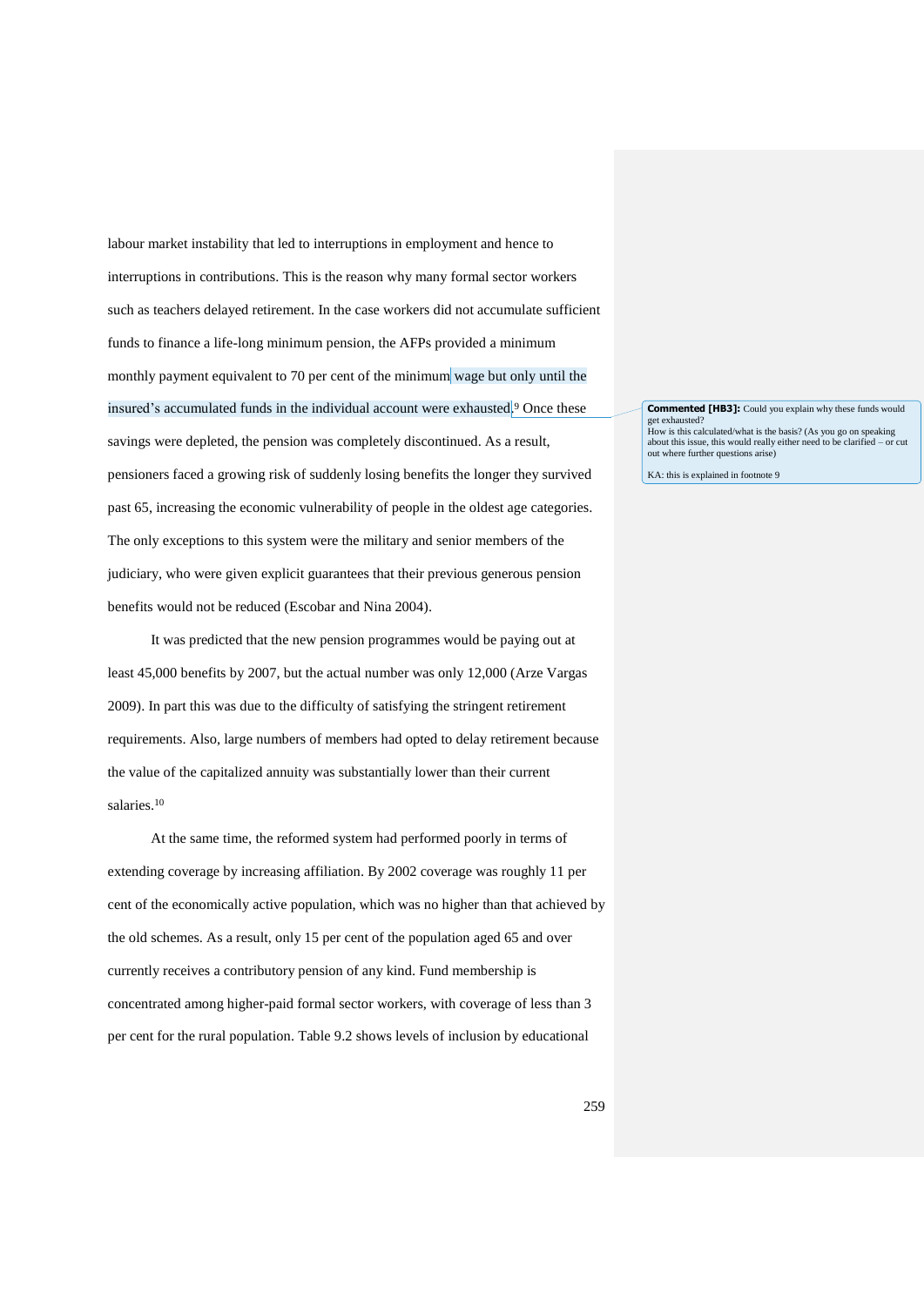labour market instability that led to interruptions in employment and hence to interruptions in contributions. This is the reason why many formal sector workers such as teachers delayed retirement. In the case workers did not accumulate sufficient funds to finance a life-long minimum pension, the AFPs provided a minimum monthly payment equivalent to 70 per cent of the minimum wage but only until the insured's accumulated funds in the individual account were exhausted.[9] Once these savings were depleted, the pension was completely discontinued. As a result, pensioners faced a growing risk of suddenly losing benefits the longer they survived past 65, increasing the economic vulnerability of people in the oldest age categories. The only exceptions to this system were the military and senior members of the judiciary, who were given explicit guarantees that their previous generous pension benefits would not be reduced (Escobar and Nina 2004).

**Commented [HB3]:** Could you explain why these funds would get exhausted?
How is this calculated/what is the basis? (As you go on speaking about this issue, this would really either need to be clarified – or cut out where further questions arise)

KA: this is explained in footnote 9

It was predicted that the new pension programmes would be paying out at least 45,000 benefits by 2007, but the actual number was only 12,000 (Arze Vargas 2009). In part this was due to the difficulty of satisfying the stringent retirement requirements. Also, large numbers of members had opted to delay retirement because the value of the capitalized annuity was substantially lower than their current salaries.[10]

At the same time, the reformed system had performed poorly in terms of extending coverage by increasing affiliation. By 2002 coverage was roughly 11 per cent of the economically active population, which was no higher than that achieved by the old schemes. As a result, only 15 per cent of the population aged 65 and over currently receives a contributory pension of any kind. Fund membership is concentrated among higher-paid formal sector workers, with coverage of less than 3 per cent for the rural population. Table 9.2 shows levels of inclusion by educational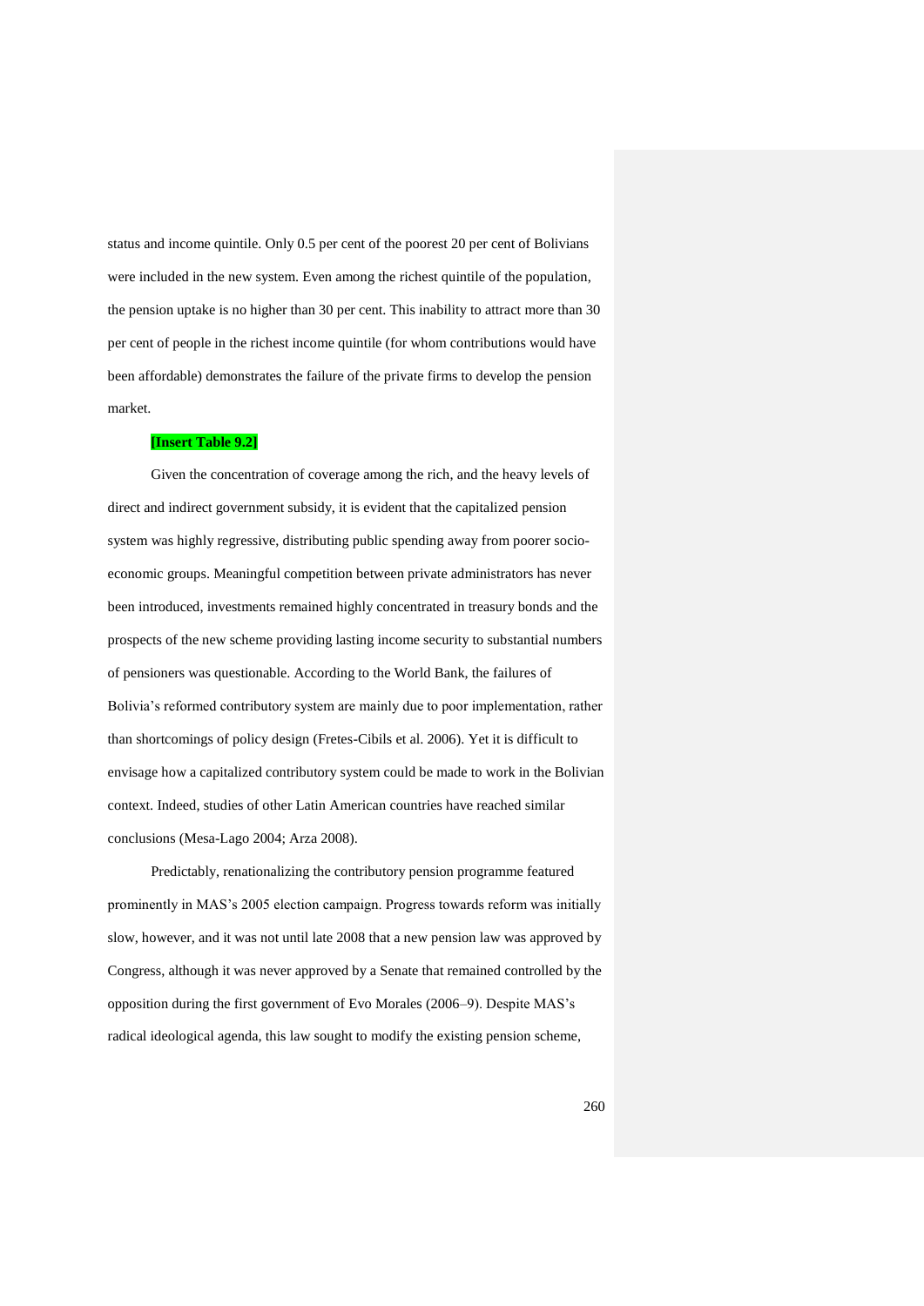status and income quintile. Only 0.5 per cent of the poorest 20 per cent of Bolivians were included in the new system. Even among the richest quintile of the population, the pension uptake is no higher than 30 per cent. This inability to attract more than 30 per cent of people in the richest income quintile (for whom contributions would have been affordable) demonstrates the failure of the private firms to develop the pension market.

**[Insert Table 9.2]**

Given the concentration of coverage among the rich, and the heavy levels of direct and indirect government subsidy, it is evident that the capitalized pension system was highly regressive, distributing public spending away from poorer socio-economic groups. Meaningful competition between private administrators has never been introduced, investments remained highly concentrated in treasury bonds and the prospects of the new scheme providing lasting income security to substantial numbers of pensioners was questionable. According to the World Bank, the failures of Bolivia's reformed contributory system are mainly due to poor implementation, rather than shortcomings of policy design (Fretes-Cibils et al. 2006). Yet it is difficult to envisage how a capitalized contributory system could be made to work in the Bolivian context. Indeed, studies of other Latin American countries have reached similar conclusions (Mesa-Lago 2004; Arza 2008).

Predictably, renationalizing the contributory pension programme featured prominently in MAS's 2005 election campaign. Progress towards reform was initially slow, however, and it was not until late 2008 that a new pension law was approved by Congress, although it was never approved by a Senate that remained controlled by the opposition during the first government of Evo Morales (2006–9). Despite MAS's radical ideological agenda, this law sought to modify the existing pension scheme,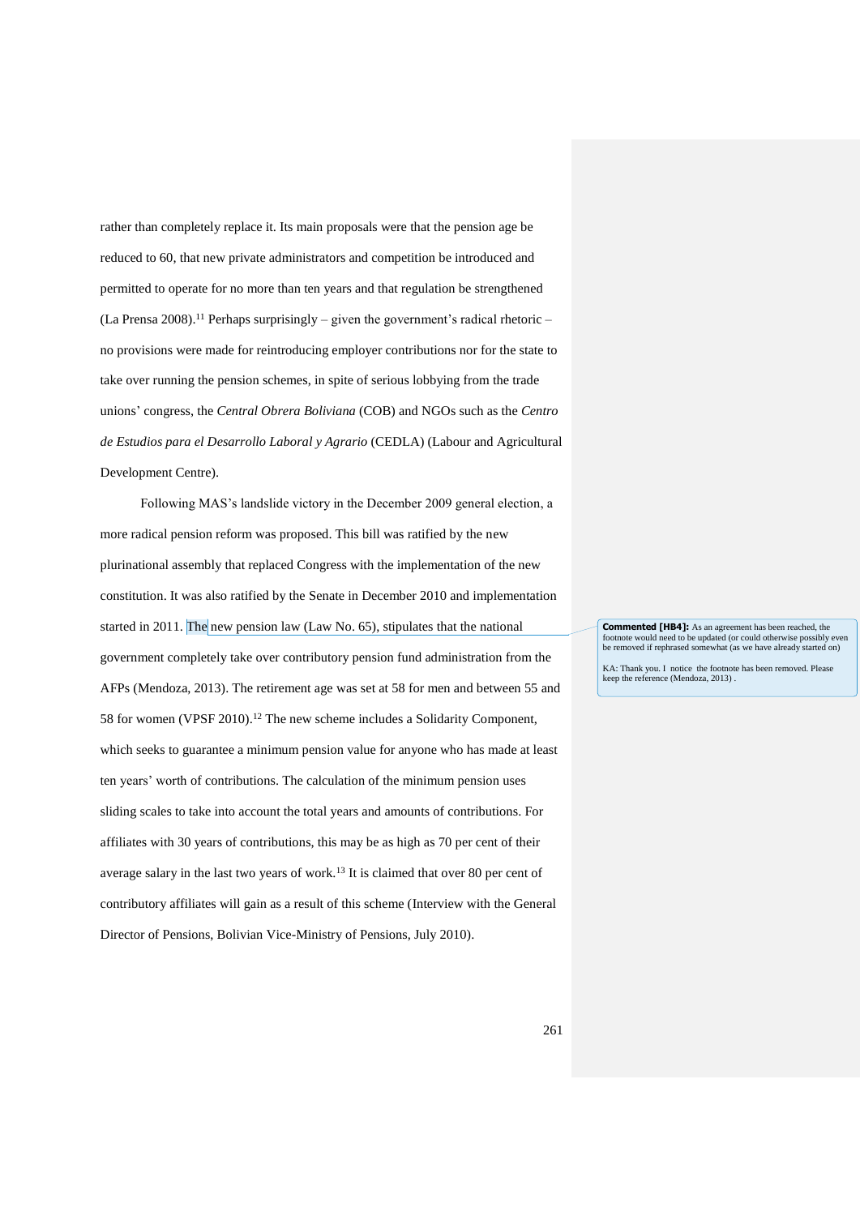rather than completely replace it. Its main proposals were that the pension age be reduced to 60, that new private administrators and competition be introduced and permitted to operate for no more than ten years and that regulation be strengthened (La Prensa 2008).[11] Perhaps surprisingly – given the government's radical rhetoric – no provisions were made for reintroducing employer contributions nor for the state to take over running the pension schemes, in spite of serious lobbying from the trade unions' congress, the *Central Obrera Boliviana* (COB) and NGOs such as the *Centro de Estudios para el Desarrollo Laboral y Agrario* (CEDLA) (Labour and Agricultural Development Centre).

Following MAS's landslide victory in the December 2009 general election, a more radical pension reform was proposed. This bill was ratified by the new plurinational assembly that replaced Congress with the implementation of the new constitution. It was also ratified by the Senate in December 2010 and implementation started in 2011. The new pension law (Law No. 65), stipulates that the national government completely take over contributory pension fund administration from the AFPs (Mendoza, 2013). The retirement age was set at 58 for men and between 55 and 58 for women (VPSF 2010).[12] The new scheme includes a Solidarity Component, which seeks to guarantee a minimum pension value for anyone who has made at least ten years' worth of contributions. The calculation of the minimum pension uses sliding scales to take into account the total years and amounts of contributions. For affiliates with 30 years of contributions, this may be as high as 70 per cent of their average salary in the last two years of work.[13] It is claimed that over 80 per cent of contributory affiliates will gain as a result of this scheme (Interview with the General Director of Pensions, Bolivian Vice-Ministry of Pensions, July 2010).

**Commented [HB4]:** As an agreement has been reached, the footnote would need to be updated (or could otherwise possibly even be removed if rephrased somewhat (as we have already started on)

KA: Thank you. I notice the footnote has been removed. Please keep the reference (Mendoza, 2013) .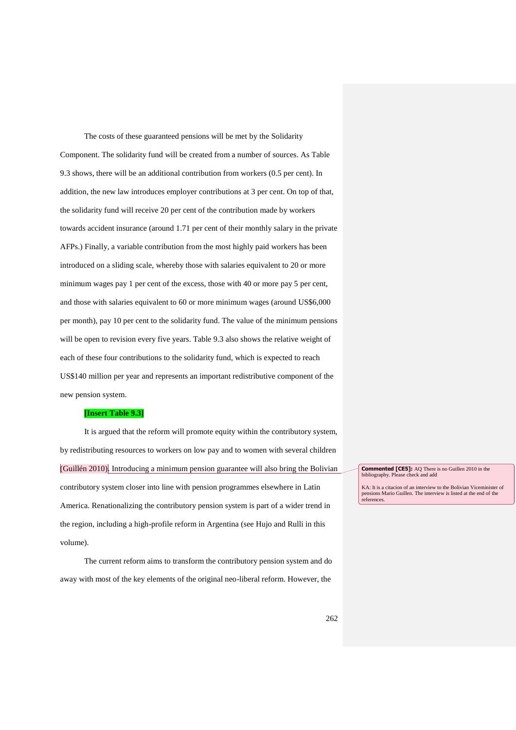The costs of these guaranteed pensions will be met by the Solidarity Component. The solidarity fund will be created from a number of sources. As Table 9.3 shows, there will be an additional contribution from workers (0.5 per cent). In addition, the new law introduces employer contributions at 3 per cent. On top of that, the solidarity fund will receive 20 per cent of the contribution made by workers towards accident insurance (around 1.71 per cent of their monthly salary in the private AFPs.) Finally, a variable contribution from the most highly paid workers has been introduced on a sliding scale, whereby those with salaries equivalent to 20 or more minimum wages pay 1 per cent of the excess, those with 40 or more pay 5 per cent, and those with salaries equivalent to 60 or more minimum wages (around US$6,000 per month), pay 10 per cent to the solidarity fund. The value of the minimum pensions will be open to revision every five years. Table 9.3 also shows the relative weight of each of these four contributions to the solidarity fund, which is expected to reach US$140 million per year and represents an important redistributive component of the new pension system.

**[Insert Table 9.3]**

It is argued that the reform will promote equity within the contributory system, by redistributing resources to workers on low pay and to women with several children (Guillén 2010). Introducing a minimum pension guarantee will also bring the Bolivian contributory system closer into line with pension programmes elsewhere in Latin America. Renationalizing the contributory pension system is part of a wider trend in the region, including a high-profile reform in Argentina (see Hujo and Rulli in this volume).

The current reform aims to transform the contributory pension system and do away with most of the key elements of the original neo-liberal reform. However, the

**Commented [CE5]:** AQ There is no Guillen 2010 in the bibliography. Please check and add

KA: It is a citacion of an interview to the Bolivian Viceminister of pensions Mario Guillen. The interview is listed at the end of the references.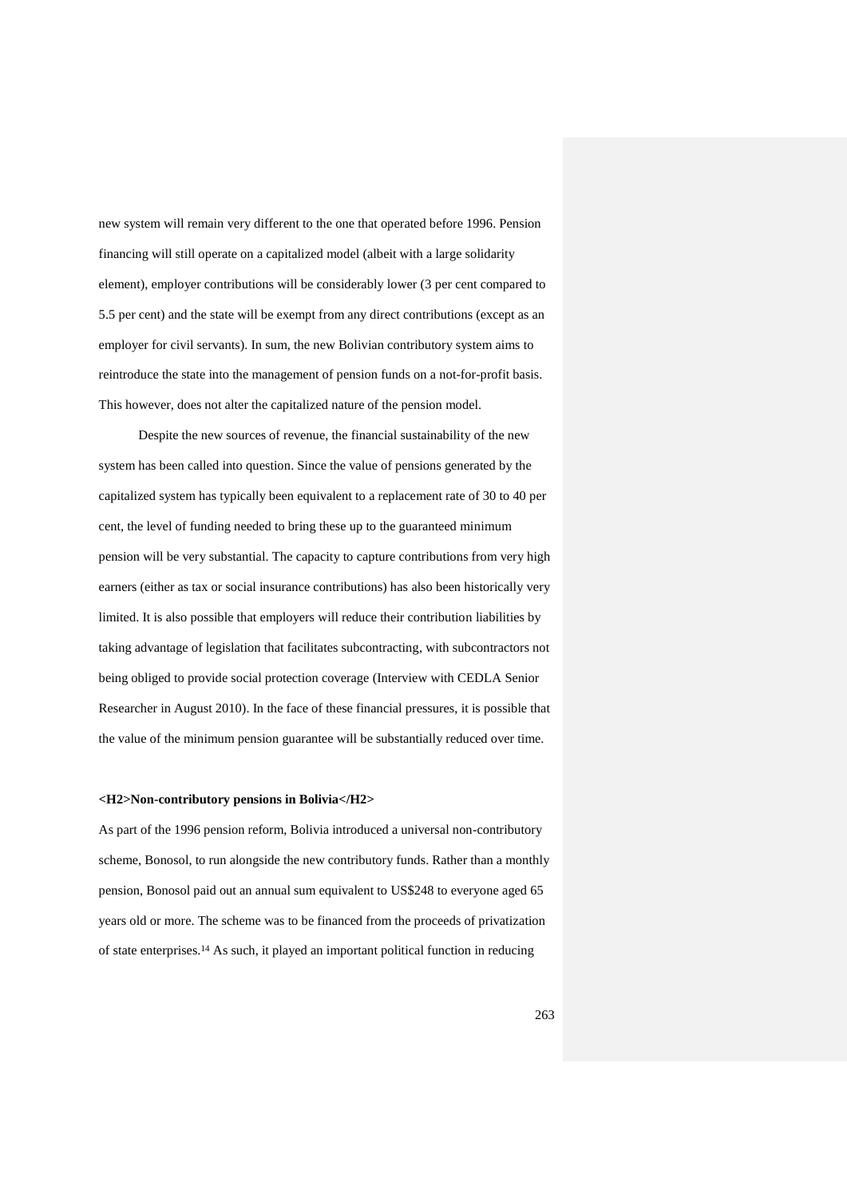new system will remain very different to the one that operated before 1996. Pension financing will still operate on a capitalized model (albeit with a large solidarity element), employer contributions will be considerably lower (3 per cent compared to 5.5 per cent) and the state will be exempt from any direct contributions (except as an employer for civil servants). In sum, the new Bolivian contributory system aims to reintroduce the state into the management of pension funds on a not-for-profit basis. This however, does not alter the capitalized nature of the pension model.

Despite the new sources of revenue, the financial sustainability of the new system has been called into question. Since the value of pensions generated by the capitalized system has typically been equivalent to a replacement rate of 30 to 40 per cent, the level of funding needed to bring these up to the guaranteed minimum pension will be very substantial. The capacity to capture contributions from very high earners (either as tax or social insurance contributions) has also been historically very limited. It is also possible that employers will reduce their contribution liabilities by taking advantage of legislation that facilitates subcontracting, with subcontractors not being obliged to provide social protection coverage (Interview with CEDLA Senior Researcher in August 2010). In the face of these financial pressures, it is possible that the value of the minimum pension guarantee will be substantially reduced over time.

## Non-contributory pensions in Bolivia

As part of the 1996 pension reform, Bolivia introduced a universal non-contributory scheme, Bonosol, to run alongside the new contributory funds. Rather than a monthly pension, Bonosol paid out an annual sum equivalent to US$248 to everyone aged 65 years old or more. The scheme was to be financed from the proceeds of privatization of state enterprises.[14] As such, it played an important political function in reducing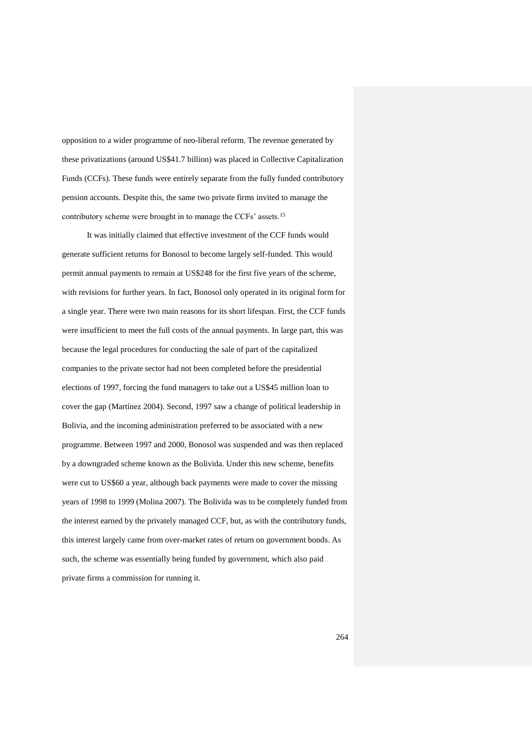opposition to a wider programme of neo-liberal reform. The revenue generated by these privatizations (around US$41.7 billion) was placed in Collective Capitalization Funds (CCFs). These funds were entirely separate from the fully funded contributory pension accounts. Despite this, the same two private firms invited to manage the contributory scheme were brought in to manage the CCFs' assets.[15]

It was initially claimed that effective investment of the CCF funds would generate sufficient returns for Bonosol to become largely self-funded. This would permit annual payments to remain at US$248 for the first five years of the scheme, with revisions for further years. In fact, Bonosol only operated in its original form for a single year. There were two main reasons for its short lifespan. First, the CCF funds were insufficient to meet the full costs of the annual payments. In large part, this was because the legal procedures for conducting the sale of part of the capitalized companies to the private sector had not been completed before the presidential elections of 1997, forcing the fund managers to take out a US$45 million loan to cover the gap (Martínez 2004). Second, 1997 saw a change of political leadership in Bolivia, and the incoming administration preferred to be associated with a new programme. Between 1997 and 2000, Bonosol was suspended and was then replaced by a downgraded scheme known as the Bolivida. Under this new scheme, benefits were cut to US$60 a year, although back payments were made to cover the missing years of 1998 to 1999 (Molina 2007). The Bolivida was to be completely funded from the interest earned by the privately managed CCF, but, as with the contributory funds, this interest largely came from over-market rates of return on government bonds. As such, the scheme was essentially being funded by government, which also paid private firms a commission for running it.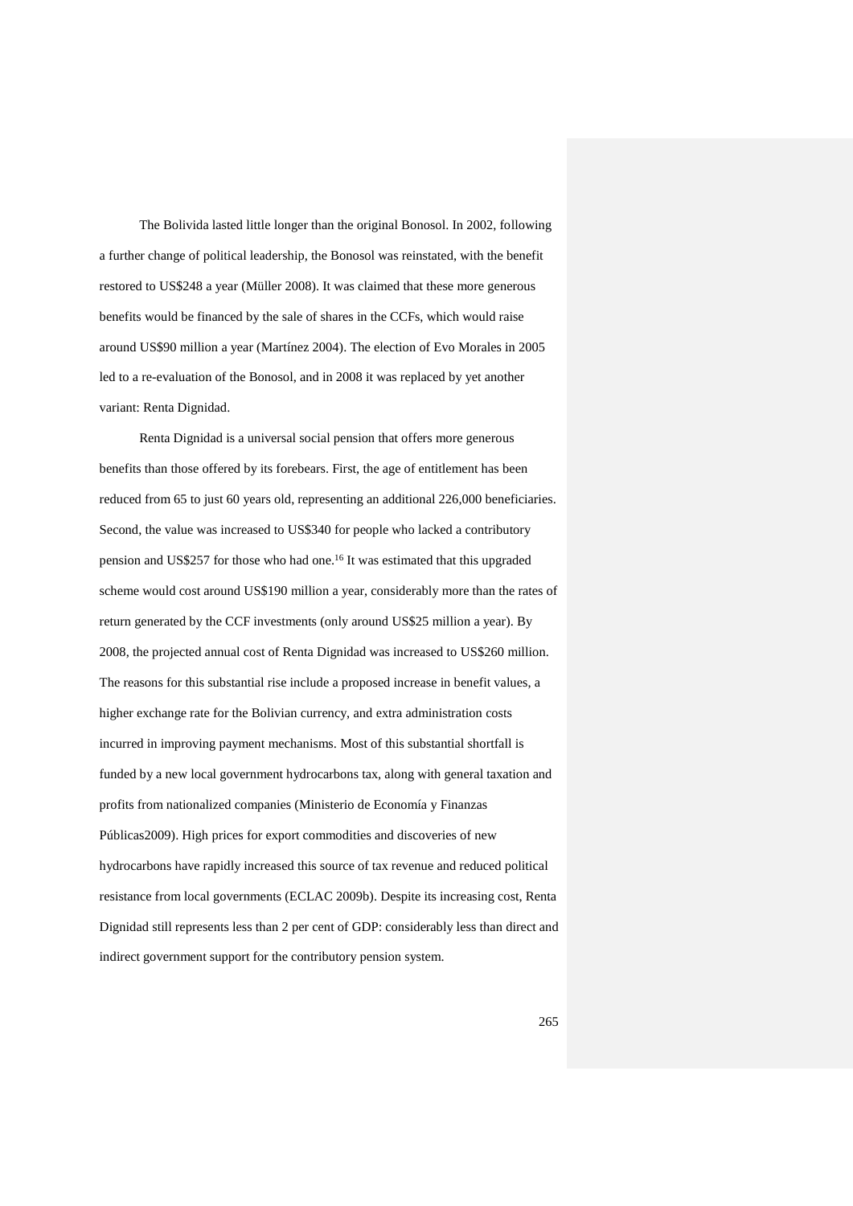The Bolivida lasted little longer than the original Bonosol. In 2002, following a further change of political leadership, the Bonosol was reinstated, with the benefit restored to US$248 a year (Müller 2008). It was claimed that these more generous benefits would be financed by the sale of shares in the CCFs, which would raise around US$90 million a year (Martínez 2004). The election of Evo Morales in 2005 led to a re-evaluation of the Bonosol, and in 2008 it was replaced by yet another variant: Renta Dignidad.

Renta Dignidad is a universal social pension that offers more generous benefits than those offered by its forebears. First, the age of entitlement has been reduced from 65 to just 60 years old, representing an additional 226,000 beneficiaries. Second, the value was increased to US$340 for people who lacked a contributory pension and US$257 for those who had one.[16] It was estimated that this upgraded scheme would cost around US$190 million a year, considerably more than the rates of return generated by the CCF investments (only around US$25 million a year). By 2008, the projected annual cost of Renta Dignidad was increased to US$260 million. The reasons for this substantial rise include a proposed increase in benefit values, a higher exchange rate for the Bolivian currency, and extra administration costs incurred in improving payment mechanisms. Most of this substantial shortfall is funded by a new local government hydrocarbons tax, along with general taxation and profits from nationalized companies (Ministerio de Economía y Finanzas Públicas2009). High prices for export commodities and discoveries of new hydrocarbons have rapidly increased this source of tax revenue and reduced political resistance from local governments (ECLAC 2009b). Despite its increasing cost, Renta Dignidad still represents less than 2 per cent of GDP: considerably less than direct and indirect government support for the contributory pension system.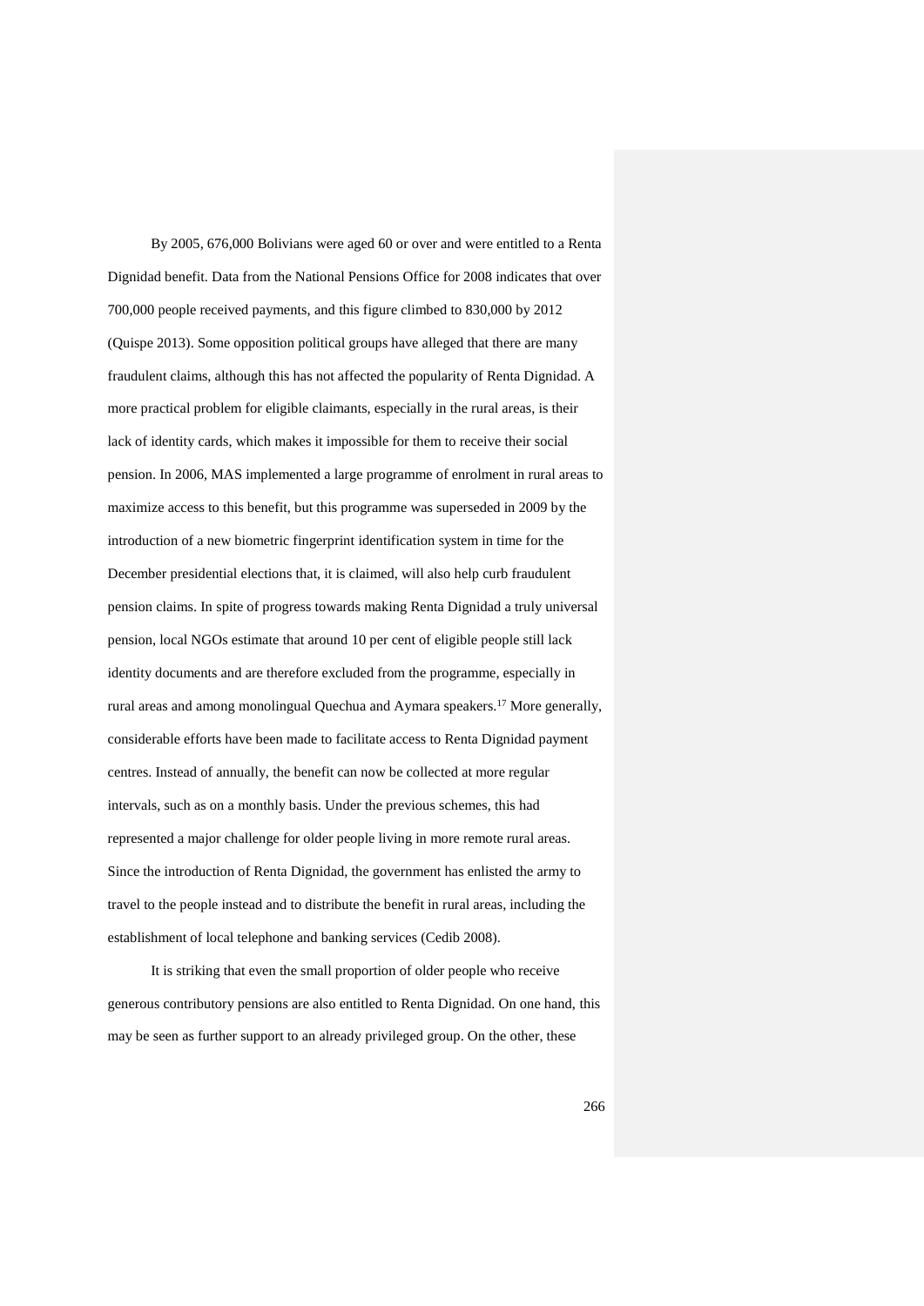By 2005, 676,000 Bolivians were aged 60 or over and were entitled to a Renta Dignidad benefit. Data from the National Pensions Office for 2008 indicates that over 700,000 people received payments, and this figure climbed to 830,000 by 2012 (Quispe 2013). Some opposition political groups have alleged that there are many fraudulent claims, although this has not affected the popularity of Renta Dignidad. A more practical problem for eligible claimants, especially in the rural areas, is their lack of identity cards, which makes it impossible for them to receive their social pension. In 2006, MAS implemented a large programme of enrolment in rural areas to maximize access to this benefit, but this programme was superseded in 2009 by the introduction of a new biometric fingerprint identification system in time for the December presidential elections that, it is claimed, will also help curb fraudulent pension claims. In spite of progress towards making Renta Dignidad a truly universal pension, local NGOs estimate that around 10 per cent of eligible people still lack identity documents and are therefore excluded from the programme, especially in rural areas and among monolingual Quechua and Aymara speakers.[17] More generally, considerable efforts have been made to facilitate access to Renta Dignidad payment centres. Instead of annually, the benefit can now be collected at more regular intervals, such as on a monthly basis. Under the previous schemes, this had represented a major challenge for older people living in more remote rural areas. Since the introduction of Renta Dignidad, the government has enlisted the army to travel to the people instead and to distribute the benefit in rural areas, including the establishment of local telephone and banking services (Cedib 2008).

It is striking that even the small proportion of older people who receive generous contributory pensions are also entitled to Renta Dignidad. On one hand, this may be seen as further support to an already privileged group. On the other, these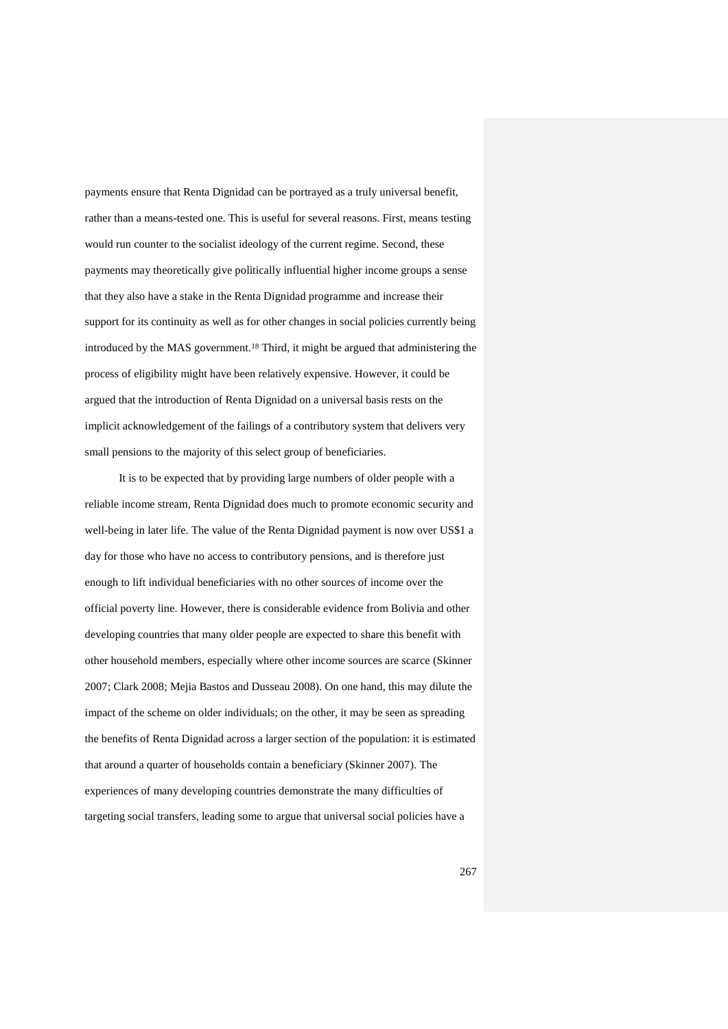payments ensure that Renta Dignidad can be portrayed as a truly universal benefit, rather than a means-tested one. This is useful for several reasons. First, means testing would run counter to the socialist ideology of the current regime. Second, these payments may theoretically give politically influential higher income groups a sense that they also have a stake in the Renta Dignidad programme and increase their support for its continuity as well as for other changes in social policies currently being introduced by the MAS government.[18] Third, it might be argued that administering the process of eligibility might have been relatively expensive. However, it could be argued that the introduction of Renta Dignidad on a universal basis rests on the implicit acknowledgement of the failings of a contributory system that delivers very small pensions to the majority of this select group of beneficiaries.

It is to be expected that by providing large numbers of older people with a reliable income stream, Renta Dignidad does much to promote economic security and well-being in later life. The value of the Renta Dignidad payment is now over US$1 a day for those who have no access to contributory pensions, and is therefore just enough to lift individual beneficiaries with no other sources of income over the official poverty line. However, there is considerable evidence from Bolivia and other developing countries that many older people are expected to share this benefit with other household members, especially where other income sources are scarce (Skinner 2007; Clark 2008; Mejia Bastos and Dusseau 2008). On one hand, this may dilute the impact of the scheme on older individuals; on the other, it may be seen as spreading the benefits of Renta Dignidad across a larger section of the population: it is estimated that around a quarter of households contain a beneficiary (Skinner 2007). The experiences of many developing countries demonstrate the many difficulties of targeting social transfers, leading some to argue that universal social policies have a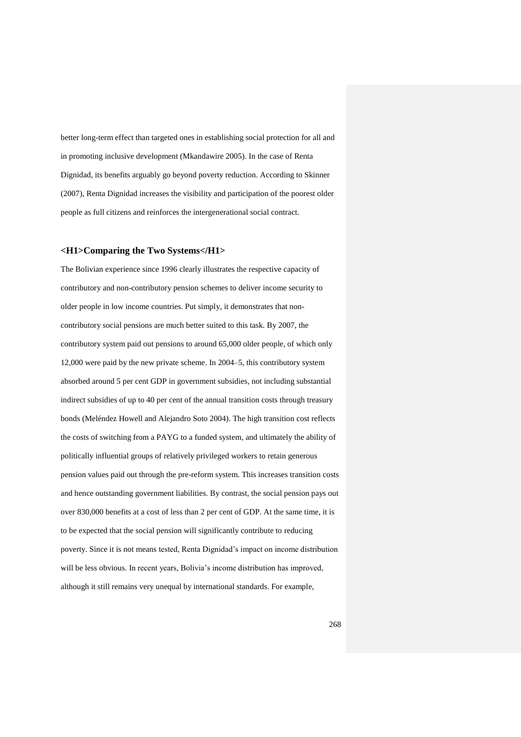better long-term effect than targeted ones in establishing social protection for all and in promoting inclusive development (Mkandawire 2005). In the case of Renta Dignidad, its benefits arguably go beyond poverty reduction. According to Skinner (2007), Renta Dignidad increases the visibility and participation of the poorest older people as full citizens and reinforces the intergenerational social contract.

# Comparing the Two Systems

The Bolivian experience since 1996 clearly illustrates the respective capacity of contributory and non-contributory pension schemes to deliver income security to older people in low income countries. Put simply, it demonstrates that non-contributory social pensions are much better suited to this task. By 2007, the contributory system paid out pensions to around 65,000 older people, of which only 12,000 were paid by the new private scheme. In 2004–5, this contributory system absorbed around 5 per cent GDP in government subsidies, not including substantial indirect subsidies of up to 40 per cent of the annual transition costs through treasury bonds (Meléndez Howell and Alejandro Soto 2004). The high transition cost reflects the costs of switching from a PAYG to a funded system, and ultimately the ability of politically influential groups of relatively privileged workers to retain generous pension values paid out through the pre-reform system. This increases transition costs and hence outstanding government liabilities. By contrast, the social pension pays out over 830,000 benefits at a cost of less than 2 per cent of GDP. At the same time, it is to be expected that the social pension will significantly contribute to reducing poverty. Since it is not means tested, Renta Dignidad's impact on income distribution will be less obvious. In recent years, Bolivia's income distribution has improved, although it still remains very unequal by international standards. For example,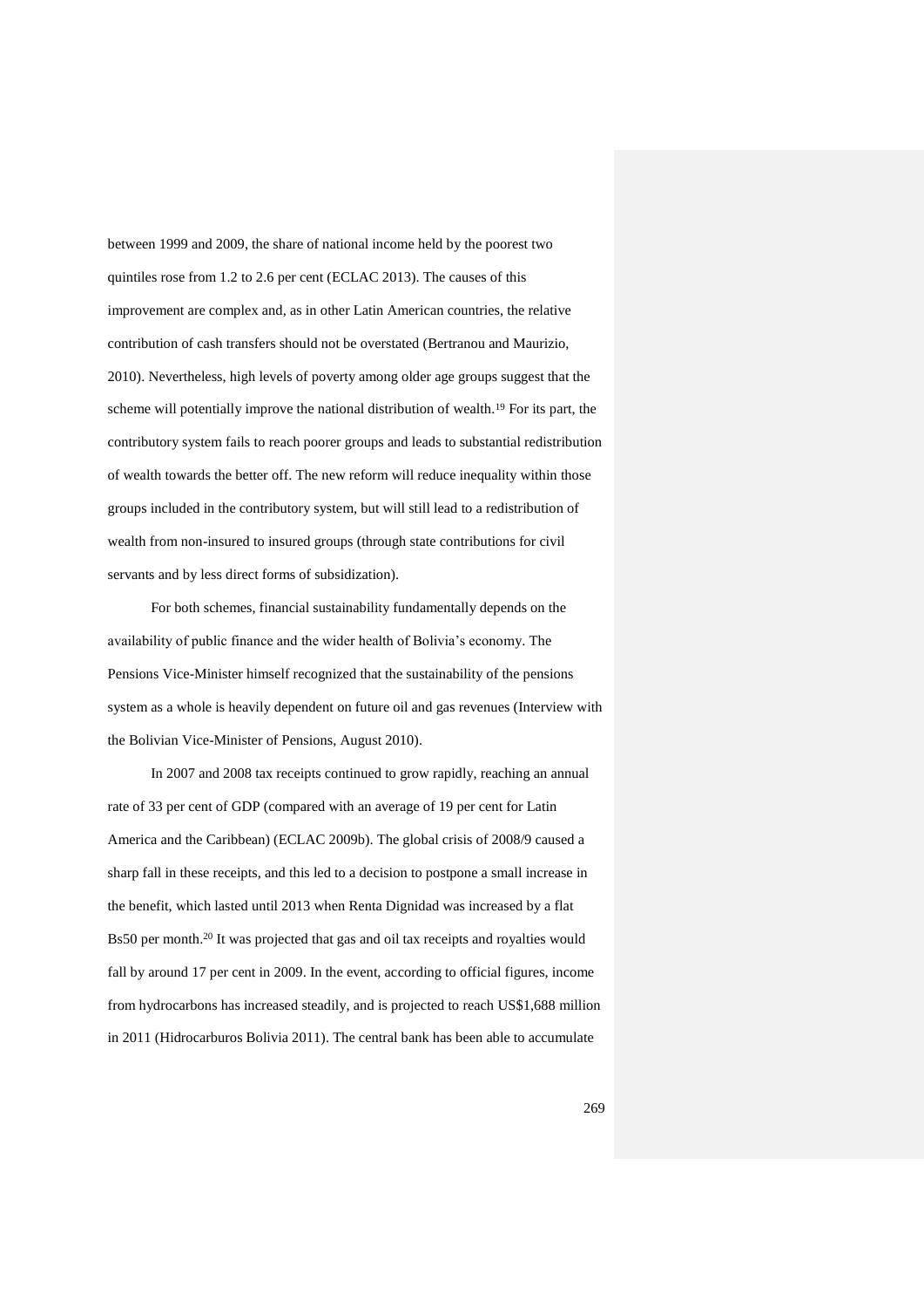between 1999 and 2009, the share of national income held by the poorest two quintiles rose from 1.2 to 2.6 per cent (ECLAC 2013). The causes of this improvement are complex and, as in other Latin American countries, the relative contribution of cash transfers should not be overstated (Bertranou and Maurizio, 2010). Nevertheless, high levels of poverty among older age groups suggest that the scheme will potentially improve the national distribution of wealth.[19] For its part, the contributory system fails to reach poorer groups and leads to substantial redistribution of wealth towards the better off. The new reform will reduce inequality within those groups included in the contributory system, but will still lead to a redistribution of wealth from non-insured to insured groups (through state contributions for civil servants and by less direct forms of subsidization).

For both schemes, financial sustainability fundamentally depends on the availability of public finance and the wider health of Bolivia's economy. The Pensions Vice-Minister himself recognized that the sustainability of the pensions system as a whole is heavily dependent on future oil and gas revenues (Interview with the Bolivian Vice-Minister of Pensions, August 2010).

In 2007 and 2008 tax receipts continued to grow rapidly, reaching an annual rate of 33 per cent of GDP (compared with an average of 19 per cent for Latin America and the Caribbean) (ECLAC 2009b). The global crisis of 2008/9 caused a sharp fall in these receipts, and this led to a decision to postpone a small increase in the benefit, which lasted until 2013 when Renta Dignidad was increased by a flat Bs50 per month.[20] It was projected that gas and oil tax receipts and royalties would fall by around 17 per cent in 2009. In the event, according to official figures, income from hydrocarbons has increased steadily, and is projected to reach US$1,688 million in 2011 (Hidrocarburos Bolivia 2011). The central bank has been able to accumulate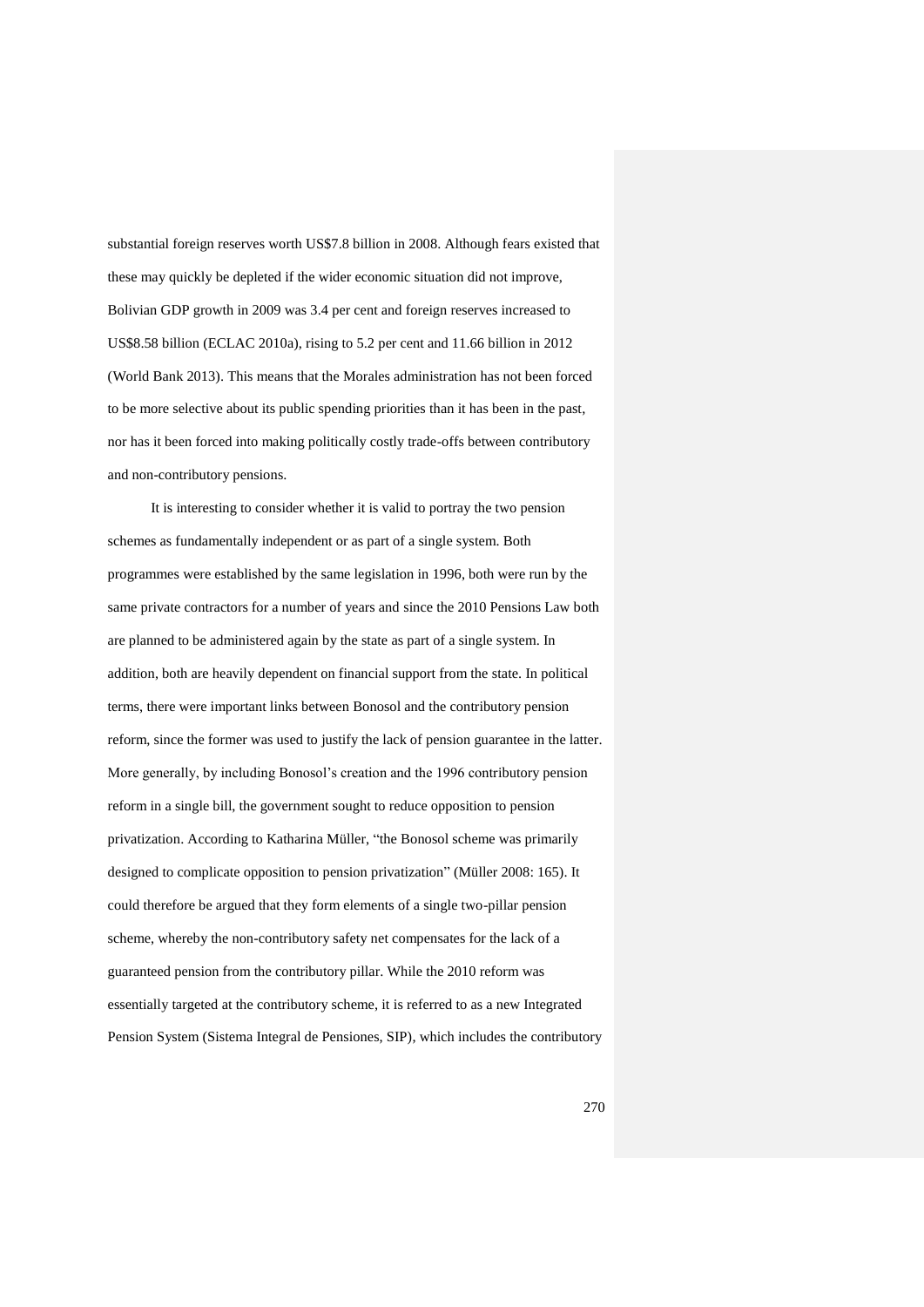substantial foreign reserves worth US$7.8 billion in 2008. Although fears existed that these may quickly be depleted if the wider economic situation did not improve, Bolivian GDP growth in 2009 was 3.4 per cent and foreign reserves increased to US$8.58 billion (ECLAC 2010a), rising to 5.2 per cent and 11.66 billion in 2012 (World Bank 2013). This means that the Morales administration has not been forced to be more selective about its public spending priorities than it has been in the past, nor has it been forced into making politically costly trade-offs between contributory and non-contributory pensions.

It is interesting to consider whether it is valid to portray the two pension schemes as fundamentally independent or as part of a single system. Both programmes were established by the same legislation in 1996, both were run by the same private contractors for a number of years and since the 2010 Pensions Law both are planned to be administered again by the state as part of a single system. In addition, both are heavily dependent on financial support from the state. In political terms, there were important links between Bonosol and the contributory pension reform, since the former was used to justify the lack of pension guarantee in the latter. More generally, by including Bonosol's creation and the 1996 contributory pension reform in a single bill, the government sought to reduce opposition to pension privatization. According to Katharina Müller, "the Bonosol scheme was primarily designed to complicate opposition to pension privatization" (Müller 2008: 165). It could therefore be argued that they form elements of a single two-pillar pension scheme, whereby the non-contributory safety net compensates for the lack of a guaranteed pension from the contributory pillar. While the 2010 reform was essentially targeted at the contributory scheme, it is referred to as a new Integrated Pension System (Sistema Integral de Pensiones, SIP), which includes the contributory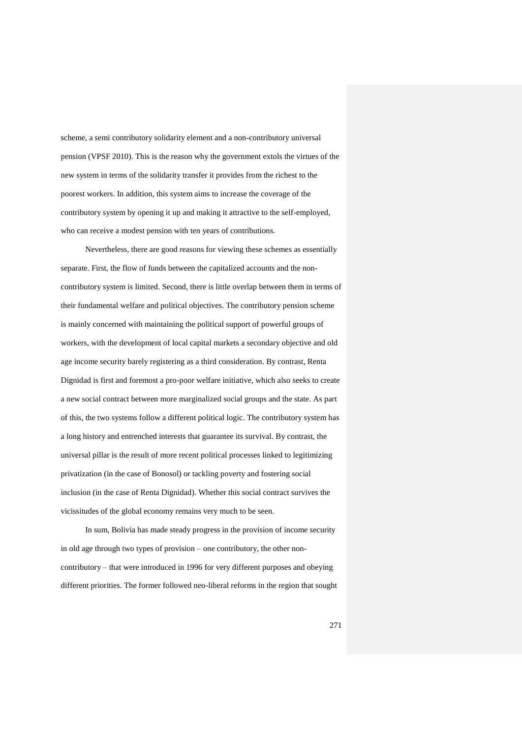scheme, a semi contributory solidarity element and a non-contributory universal pension (VPSF 2010). This is the reason why the government extols the virtues of the new system in terms of the solidarity transfer it provides from the richest to the poorest workers. In addition, this system aims to increase the coverage of the contributory system by opening it up and making it attractive to the self-employed, who can receive a modest pension with ten years of contributions.

Nevertheless, there are good reasons for viewing these schemes as essentially separate. First, the flow of funds between the capitalized accounts and the non-contributory system is limited. Second, there is little overlap between them in terms of their fundamental welfare and political objectives. The contributory pension scheme is mainly concerned with maintaining the political support of powerful groups of workers, with the development of local capital markets a secondary objective and old age income security barely registering as a third consideration. By contrast, Renta Dignidad is first and foremost a pro-poor welfare initiative, which also seeks to create a new social contract between more marginalized social groups and the state. As part of this, the two systems follow a different political logic. The contributory system has a long history and entrenched interests that guarantee its survival. By contrast, the universal pillar is the result of more recent political processes linked to legitimizing privatization (in the case of Bonosol) or tackling poverty and fostering social inclusion (in the case of Renta Dignidad). Whether this social contract survives the vicissitudes of the global economy remains very much to be seen.

In sum, Bolivia has made steady progress in the provision of income security in old age through two types of provision – one contributory, the other non-contributory – that were introduced in 1996 for very different purposes and obeying different priorities. The former followed neo-liberal reforms in the region that sought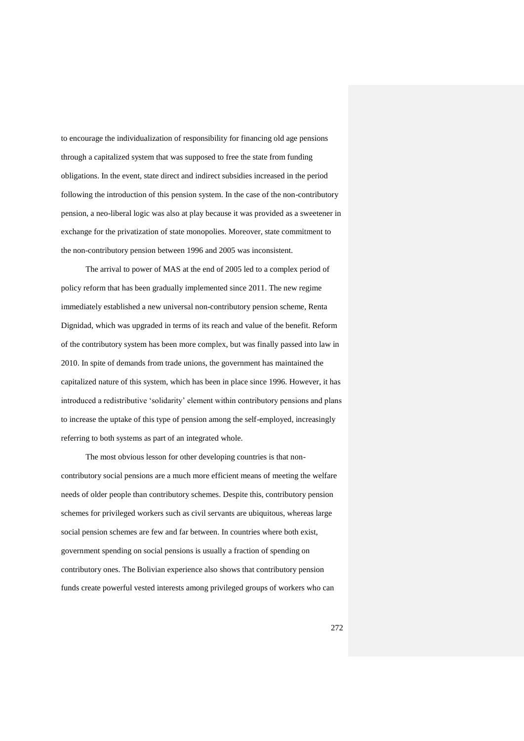to encourage the individualization of responsibility for financing old age pensions through a capitalized system that was supposed to free the state from funding obligations. In the event, state direct and indirect subsidies increased in the period following the introduction of this pension system. In the case of the non-contributory pension, a neo-liberal logic was also at play because it was provided as a sweetener in exchange for the privatization of state monopolies. Moreover, state commitment to the non-contributory pension between 1996 and 2005 was inconsistent.

The arrival to power of MAS at the end of 2005 led to a complex period of policy reform that has been gradually implemented since 2011. The new regime immediately established a new universal non-contributory pension scheme, Renta Dignidad, which was upgraded in terms of its reach and value of the benefit. Reform of the contributory system has been more complex, but was finally passed into law in 2010. In spite of demands from trade unions, the government has maintained the capitalized nature of this system, which has been in place since 1996. However, it has introduced a redistributive 'solidarity' element within contributory pensions and plans to increase the uptake of this type of pension among the self-employed, increasingly referring to both systems as part of an integrated whole.

The most obvious lesson for other developing countries is that non-contributory social pensions are a much more efficient means of meeting the welfare needs of older people than contributory schemes. Despite this, contributory pension schemes for privileged workers such as civil servants are ubiquitous, whereas large social pension schemes are few and far between. In countries where both exist, government spending on social pensions is usually a fraction of spending on contributory ones. The Bolivian experience also shows that contributory pension funds create powerful vested interests among privileged groups of workers who can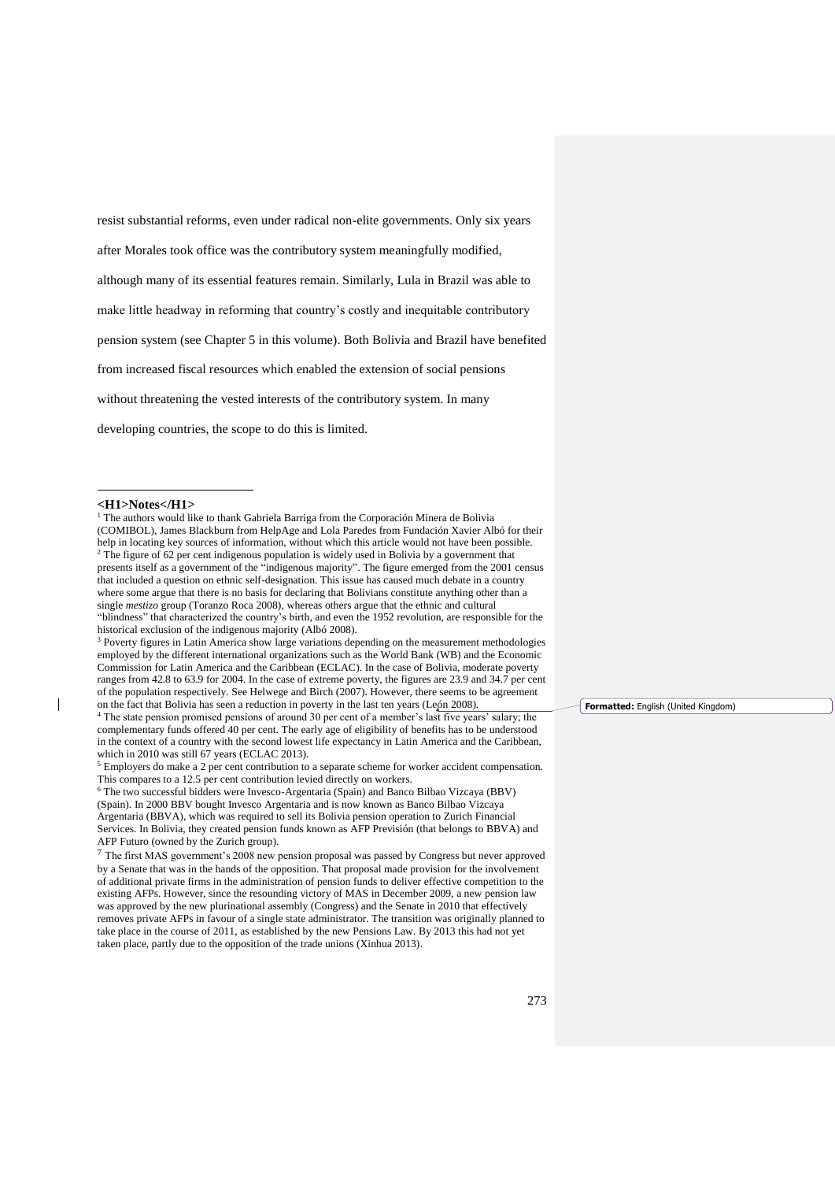resist substantial reforms, even under radical non-elite governments. Only six years after Morales took office was the contributory system meaningfully modified, although many of its essential features remain. Similarly, Lula in Brazil was able to make little headway in reforming that country's costly and inequitable contributory pension system (see Chapter 5 in this volume). Both Bolivia and Brazil have benefited from increased fiscal resources which enabled the extension of social pensions without threatening the vested interests of the contributory system. In many developing countries, the scope to do this is limited.

# Notes

[1] The authors would like to thank Gabriela Barriga from the Corporación Minera de Bolivia (COMIBOL), James Blackburn from HelpAge and Lola Paredes from Fundación Xavier Albó for their help in locating key sources of information, without which this article would not have been possible.

[2] The figure of 62 per cent indigenous population is widely used in Bolivia by a government that presents itself as a government of the "indigenous majority". The figure emerged from the 2001 census that included a question on ethnic self-designation. This issue has caused much debate in a country where some argue that there is no basis for declaring that Bolivians constitute anything other than a single *mestizo* group (Toranzo Roca 2008), whereas others argue that the ethnic and cultural "blindness" that characterized the country's birth, and even the 1952 revolution, are responsible for the historical exclusion of the indigenous majority (Albó 2008).

[3] Poverty figures in Latin America show large variations depending on the measurement methodologies employed by the different international organizations such as the World Bank (WB) and the Economic Commission for Latin America and the Caribbean (ECLAC). In the case of Bolivia, moderate poverty ranges from 42.8 to 63.9 for 2004. In the case of extreme poverty, the figures are 23.9 and 34.7 per cent of the population respectively. See Helwege and Birch (2007). However, there seems to be agreement on the fact that Bolivia has seen a reduction in poverty in the last ten years (León 2008).

[4] The state pension promised pensions of around 30 per cent of a member's last five years' salary; the complementary funds offered 40 per cent. The early age of eligibility of benefits has to be understood in the context of a country with the second lowest life expectancy in Latin America and the Caribbean, which in 2010 was still 67 years (ECLAC 2013).

[5] Employers do make a 2 per cent contribution to a separate scheme for worker accident compensation. This compares to a 12.5 per cent contribution levied directly on workers.

[6] The two successful bidders were Invesco-Argentaria (Spain) and Banco Bilbao Vizcaya (BBV) (Spain). In 2000 BBV bought Invesco Argentaria and is now known as Banco Bilbao Vizcaya Argentaria (BBVA), which was required to sell its Bolivia pension operation to Zurich Financial Services. In Bolivia, they created pension funds known as AFP Previsión (that belongs to BBVA) and AFP Futuro (owned by the Zurich group).

[7] The first MAS government's 2008 new pension proposal was passed by Congress but never approved by a Senate that was in the hands of the opposition. That proposal made provision for the involvement of additional private firms in the administration of pension funds to deliver effective competition to the existing AFPs. However, since the resounding victory of MAS in December 2009, a new pension law was approved by the new plurinational assembly (Congress) and the Senate in 2010 that effectively removes private AFPs in favour of a single state administrator. The transition was originally planned to take place in the course of 2011, as established by the new Pensions Law. By 2013 this had not yet taken place, partly due to the opposition of the trade unions (Xinhua 2013).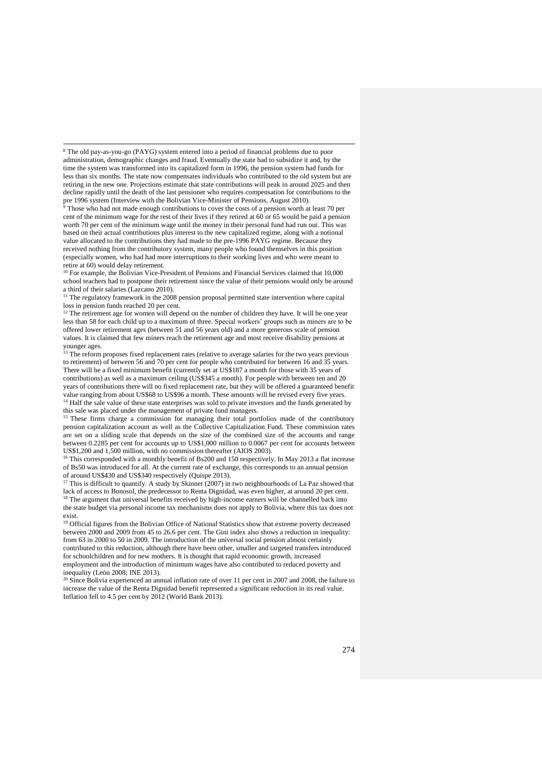[8] The old pay-as-you-go (PAYG) system entered into a period of financial problems due to poor administration, demographic changes and fraud. Eventually the state had to subsidize it and, by the time the system was transformed into its capitalized form in 1996, the pension system had funds for less than six months. The state now compensates individuals who contributed to the old system but are retiring in the new one. Projections estimate that state contributions will peak in around 2025 and then decline rapidly until the death of the last pensioner who requires compensation for contributions to the pre 1996 system (Interview with the Bolivian Vice-Minister of Pensions, August 2010).

[9] Those who had not made enough contributions to cover the costs of a pension worth at least 70 per cent of the minimum wage for the rest of their lives if they retired at 60 or 65 would be paid a pension worth 70 per cent of the minimum wage until the money in their personal fund had run out. This was based on their actual contributions plus interest to the new capitalized regime, along with a notional value allocated to the contributions they had made to the pre-1996 PAYG regime. Because they received nothing from the contributory system, many people who found themselves in this position (especially women, who had had more interruptions to their working lives and who were meant to retire at 60) would delay retirement.

[10] For example, the Bolivian Vice-President of Pensions and Financial Services claimed that 10,000 school teachers had to postpone their retirement since the value of their pensions would only be around a third of their salaries (Lazcano 2010).

[11] The regulatory framework in the 2008 pension proposal permitted state intervention where capital loss in pension funds reached 20 per cent.

[12] The retirement age for women will depend on the number of children they have. It will be one year less than 58 for each child up to a maximum of three. Special workers' groups such as miners are to be offered lower retirement ages (between 51 and 56 years old) and a more generous scale of pension values. It is claimed that few miners reach the retirement age and most receive disability pensions at younger ages.

[13] The reform proposes fixed replacement rates (relative to average salaries for the two years previous to retirement) of between 56 and 70 per cent for people who contributed for between 16 and 35 years. There will be a fixed minimum benefit (currently set at US$187 a month for those with 35 years of contributions) as well as a maximum ceiling (US$345 a month). For people with between ten and 20 years of contributions there will no fixed replacement rate, but they will be offered a guaranteed benefit value ranging from about US$68 to US$96 a month. These amounts will be revised every five years.

[14] Half the sale value of these state enterprises was sold to private investors and the funds generated by this sale was placed under the management of private fund managers.

[15] These firms charge a commission for managing their total portfolios made of the contributory pension capitalization account as well as the Collective Capitalization Fund. These commission rates are set on a sliding scale that depends on the size of the combined size of the accounts and range between 0.2285 per cent for accounts up to US$1,000 million to 0.0067 per cent for accounts between US$1,200 and 1,500 million, with no commission thereafter (AIOS 2003).

[16] This corresponded with a monthly benefit of Bs200 and 150 respectively. In May 2013 a flat increase of Bs50 was introduced for all. At the current rate of exchange, this corresponds to an annual pension of around US$430 and US$340 respectively (Quispe 2013).

[17] This is difficult to quantify. A study by Skinner (2007) in two neighbourhoods of La Paz showed that lack of access to Bonosol, the predecessor to Renta Dignidad, was even higher, at around 20 per cent.

[18] The argument that universal benefits received by high-income earners will be channelled back into the state budget via personal income tax mechanisms does not apply to Bolivia, where this tax does not exist.

[19] Official figures from the Bolivian Office of National Statistics show that extreme poverty decreased between 2000 and 2009 from 45 to 26.6 per cent. The Gini index also shows a reduction in inequality: from 63 in 2000 to 50 in 2009. The introduction of the universal social pension almost certainly contributed to this reduction, although there have been other, smaller and targeted transfers introduced for schoolchildren and for new mothers. It is thought that rapid economic growth, increased employment and the introduction of minimum wages have also contributed to reduced poverty and inequality (León 2008; INE 2013).

[20] Since Bolivia experienced an annual inflation rate of over 11 per cent in 2007 and 2008, the failure to increase the value of the Renta Dignidad benefit represented a significant reduction in its real value. Inflation fell to 4.5 per cent by 2012 (World Bank 2013).